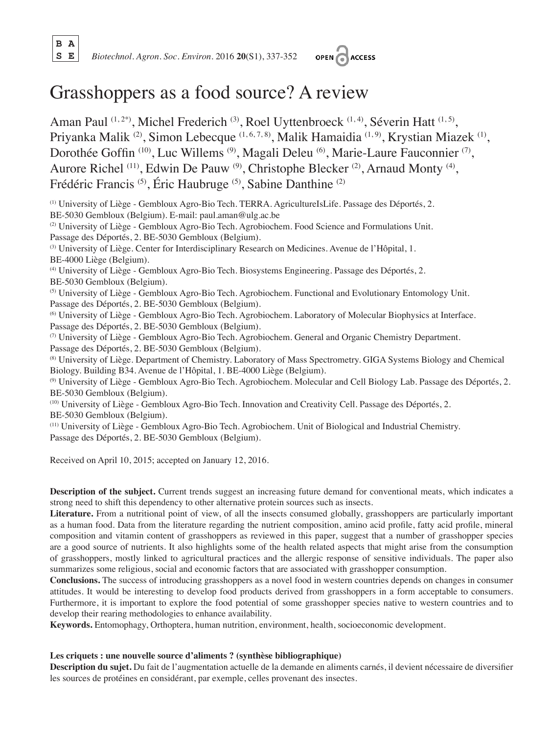# Grasshoppers as a food source? A review

Aman Paul [1, 2*], Michel Frederich [3], Roel Uyttenbroeck [1, 4], Séverin Hatt [1, 5], Priyanka Malik [2], Simon Lebecque [1, 6, 7, 8], Malik Hamaidia [1, 9], Krystian Miazek [1], Dorothée Goffin [10], Luc Willems [9], Magali Deleu [6], Marie-Laure Fauconnier [7], Aurore Richel [11], Edwin De Pauw [9], Christophe Blecker [2], Arnaud Monty [4], Frédéric Francis [5], Éric Haubruge [5], Sabine Danthine [2]

[1] University of Liège - Gembloux Agro-Bio Tech. TERRA. AgricultureIsLife. Passage des Déportés, 2. BE-5030 Gembloux (Belgium). E-mail: paul.aman@ulg.ac.be

[2] University of Liège - Gembloux Agro-Bio Tech. Agrobiochem. Food Science and Formulations Unit. Passage des Déportés, 2. BE-5030 Gembloux (Belgium).

[3] University of Liège. Center for Interdisciplinary Research on Medicines. Avenue de l'Hôpital, 1. BE-4000 Liège (Belgium).

[4] University of Liège - Gembloux Agro-Bio Tech. Biosystems Engineering. Passage des Déportés, 2. BE-5030 Gembloux (Belgium).

[5] University of Liège - Gembloux Agro-Bio Tech. Agrobiochem. Functional and Evolutionary Entomology Unit. Passage des Déportés, 2. BE-5030 Gembloux (Belgium).

[6] University of Liège - Gembloux Agro-Bio Tech. Agrobiochem. Laboratory of Molecular Biophysics at Interface. Passage des Déportés, 2. BE-5030 Gembloux (Belgium).

[7] University of Liège - Gembloux Agro-Bio Tech. Agrobiochem. General and Organic Chemistry Department. Passage des Déportés, 2. BE-5030 Gembloux (Belgium).

[8] University of Liège. Department of Chemistry. Laboratory of Mass Spectrometry. GIGA Systems Biology and Chemical Biology. Building B34. Avenue de l'Hôpital, 1. BE-4000 Liège (Belgium).

[9] University of Liège - Gembloux Agro-Bio Tech. Agrobiochem. Molecular and Cell Biology Lab. Passage des Déportés, 2. BE-5030 Gembloux (Belgium).

[10] University of Liège - Gembloux Agro-Bio Tech. Innovation and Creativity Cell. Passage des Déportés, 2. BE-5030 Gembloux (Belgium).

[11] University of Liège - Gembloux Agro-Bio Tech. Agrobiochem. Unit of Biological and Industrial Chemistry. Passage des Déportés, 2. BE-5030 Gembloux (Belgium).

Received on April 10, 2015; accepted on January 12, 2016.

**Description of the subject.** Current trends suggest an increasing future demand for conventional meats, which indicates a strong need to shift this dependency to other alternative protein sources such as insects.

**Literature.** From a nutritional point of view, of all the insects consumed globally, grasshoppers are particularly important as a human food. Data from the literature regarding the nutrient composition, amino acid profile, fatty acid profile, mineral composition and vitamin content of grasshoppers as reviewed in this paper, suggest that a number of grasshopper species are a good source of nutrients. It also highlights some of the health related aspects that might arise from the consumption of grasshoppers, mostly linked to agricultural practices and the allergic response of sensitive individuals. The paper also summarizes some religious, social and economic factors that are associated with grasshopper consumption.

**Conclusions.** The success of introducing grasshoppers as a novel food in western countries depends on changes in consumer attitudes. It would be interesting to develop food products derived from grasshoppers in a form acceptable to consumers. Furthermore, it is important to explore the food potential of some grasshopper species native to western countries and to develop their rearing methodologies to enhance availability.

**Keywords.** Entomophagy, Orthoptera, human nutrition, environment, health, socioeconomic development.

**Les criquets : une nouvelle source d'aliments ? (synthèse bibliographique)**

**Description du sujet.** Du fait de l'augmentation actuelle de la demande en aliments carnés, il devient nécessaire de diversifier les sources de protéines en considérant, par exemple, celles provenant des insectes.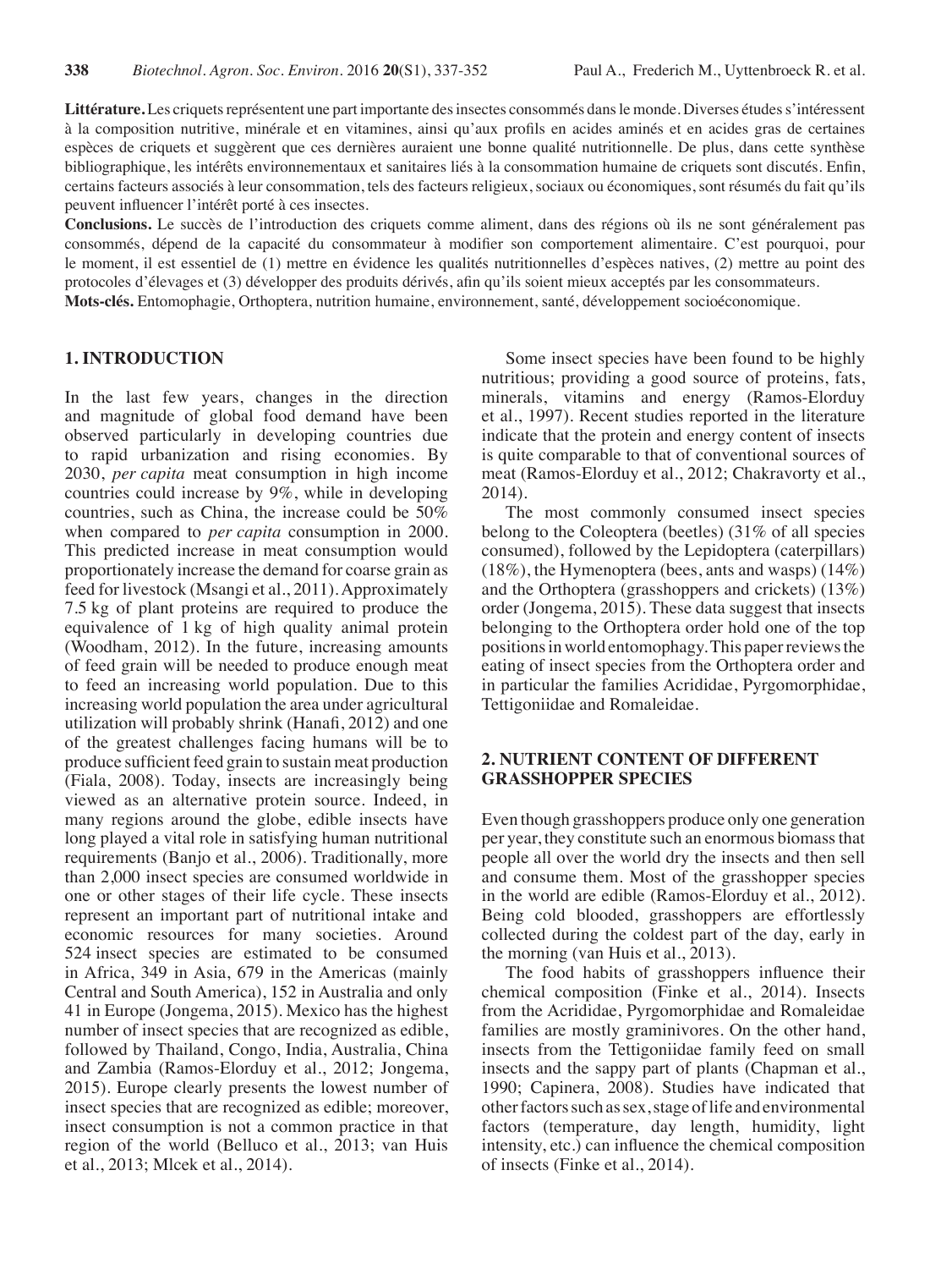**Littérature.** Les criquets représentent une part importante des insectes consommés dans le monde. Diverses études s'intéressent à la composition nutritive, minérale et en vitamines, ainsi qu'aux profils en acides aminés et en acides gras de certaines espèces de criquets et suggèrent que ces dernières auraient une bonne qualité nutritionnelle. De plus, dans cette synthèse bibliographique, les intérêts environnementaux et sanitaires liés à la consommation humaine de criquets sont discutés. Enfin, certains facteurs associés à leur consommation, tels des facteurs religieux, sociaux ou économiques, sont résumés du fait qu'ils peuvent influencer l'intérêt porté à ces insectes.

**Conclusions.** Le succès de l'introduction des criquets comme aliment, dans des régions où ils ne sont généralement pas consommés, dépend de la capacité du consommateur à modifier son comportement alimentaire. C'est pourquoi, pour le moment, il est essentiel de (1) mettre en évidence les qualités nutritionnelles d'espèces natives, (2) mettre au point des protocoles d'élevages et (3) développer des produits dérivés, afin qu'ils soient mieux acceptés par les consommateurs.

**Mots-clés.** Entomophagie, Orthoptera, nutrition humaine, environnement, santé, développement socioéconomique.

## 1. INTRODUCTION

In the last few years, changes in the direction and magnitude of global food demand have been observed particularly in developing countries due to rapid urbanization and rising economies. By 2030, *per capita* meat consumption in high income countries could increase by 9%, while in developing countries, such as China, the increase could be 50% when compared to *per capita* consumption in 2000. This predicted increase in meat consumption would proportionately increase the demand for coarse grain as feed for livestock (Msangi et al., 2011). Approximately 7.5 kg of plant proteins are required to produce the equivalence of 1 kg of high quality animal protein (Woodham, 2012). In the future, increasing amounts of feed grain will be needed to produce enough meat to feed an increasing world population. Due to this increasing world population the area under agricultural utilization will probably shrink (Hanafi, 2012) and one of the greatest challenges facing humans will be to produce sufficient feed grain to sustain meat production (Fiala, 2008). Today, insects are increasingly being viewed as an alternative protein source. Indeed, in many regions around the globe, edible insects have long played a vital role in satisfying human nutritional requirements (Banjo et al., 2006). Traditionally, more than 2,000 insect species are consumed worldwide in one or other stages of their life cycle. These insects represent an important part of nutritional intake and economic resources for many societies. Around 524 insect species are estimated to be consumed in Africa, 349 in Asia, 679 in the Americas (mainly Central and South America), 152 in Australia and only 41 in Europe (Jongema, 2015). Mexico has the highest number of insect species that are recognized as edible, followed by Thailand, Congo, India, Australia, China and Zambia (Ramos-Elorduy et al., 2012; Jongema, 2015). Europe clearly presents the lowest number of insect species that are recognized as edible; moreover, insect consumption is not a common practice in that region of the world (Belluco et al., 2013; van Huis et al., 2013; Mlcek et al., 2014).

Some insect species have been found to be highly nutritious; providing a good source of proteins, fats, minerals, vitamins and energy (Ramos-Elorduy et al., 1997). Recent studies reported in the literature indicate that the protein and energy content of insects is quite comparable to that of conventional sources of meat (Ramos-Elorduy et al., 2012; Chakravorty et al., 2014).

The most commonly consumed insect species belong to the Coleoptera (beetles) (31% of all species consumed), followed by the Lepidoptera (caterpillars) (18%), the Hymenoptera (bees, ants and wasps) (14%) and the Orthoptera (grasshoppers and crickets) (13%) order (Jongema, 2015). These data suggest that insects belonging to the Orthoptera order hold one of the top positions in world entomophagy. This paper reviews the eating of insect species from the Orthoptera order and in particular the families Acrididae, Pyrgomorphidae, Tettigoniidae and Romaleidae.

## 2. NUTRIENT CONTENT OF DIFFERENT GRASSHOPPER SPECIES

Even though grasshoppers produce only one generation per year, they constitute such an enormous biomass that people all over the world dry the insects and then sell and consume them. Most of the grasshopper species in the world are edible (Ramos-Elorduy et al., 2012). Being cold blooded, grasshoppers are effortlessly collected during the coldest part of the day, early in the morning (van Huis et al., 2013).

The food habits of grasshoppers influence their chemical composition (Finke et al., 2014). Insects from the Acrididae, Pyrgomorphidae and Romaleidae families are mostly graminivores. On the other hand, insects from the Tettigoniidae family feed on small insects and the sappy part of plants (Chapman et al., 1990; Capinera, 2008). Studies have indicated that other factors such as sex, stage of life and environmental factors (temperature, day length, humidity, light intensity, etc.) can influence the chemical composition of insects (Finke et al., 2014).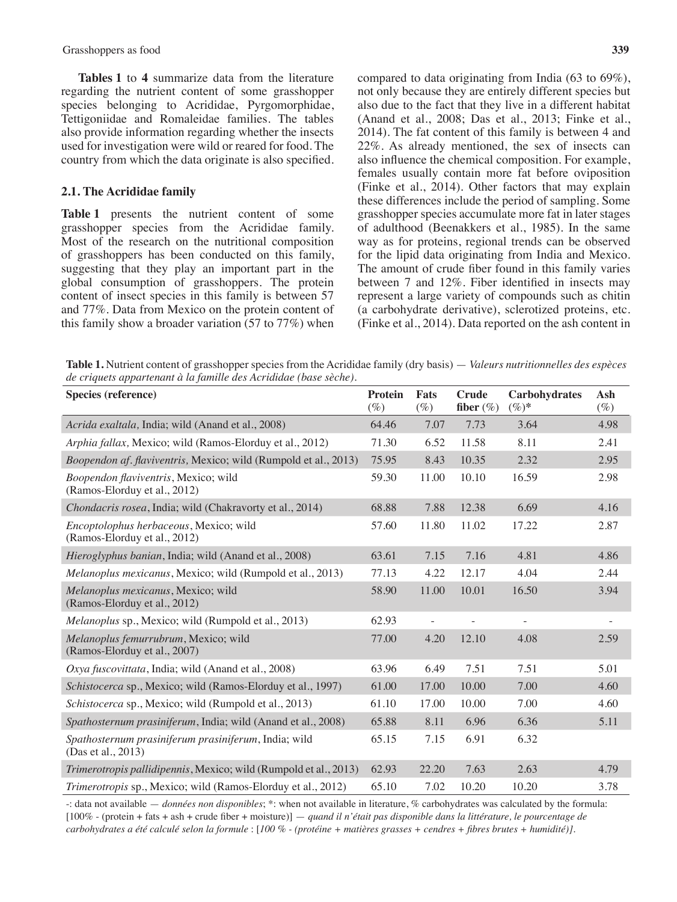**Tables 1** to **4** summarize data from the literature regarding the nutrient content of some grasshopper species belonging to Acrididae, Pyrgomorphidae, Tettigoniidae and Romaleidae families. The tables also provide information regarding whether the insects used for investigation were wild or reared for food. The country from which the data originate is also specified.

### 2.1. The Acrididae family

**Table 1** presents the nutrient content of some grasshopper species from the Acrididae family. Most of the research on the nutritional composition of grasshoppers has been conducted on this family, suggesting that they play an important part in the global consumption of grasshoppers. The protein content of insect species in this family is between 57 and 77%. Data from Mexico on the protein content of this family show a broader variation (57 to 77%) when compared to data originating from India (63 to 69%), not only because they are entirely different species but also due to the fact that they live in a different habitat (Anand et al., 2008; Das et al., 2013; Finke et al., 2014). The fat content of this family is between 4 and 22%. As already mentioned, the sex of insects can also influence the chemical composition. For example, females usually contain more fat before oviposition (Finke et al., 2014). Other factors that may explain these differences include the period of sampling. Some grasshopper species accumulate more fat in later stages of adulthood (Beenakkers et al., 1985). In the same way as for proteins, regional trends can be observed for the lipid data originating from India and Mexico. The amount of crude fiber found in this family varies between 7 and 12%. Fiber identified in insects may represent a large variety of compounds such as chitin (a carbohydrate derivative), sclerotized proteins, etc. (Finke et al., 2014). Data reported on the ash content in

**Table 1.** Nutrient content of grasshopper species from the Acrididae family (dry basis) — *Valeurs nutritionnelles des espèces de criquets appartenant à la famille des Acrididae (base sèche).*

| Species (reference) | Protein (%) | Fats (%) | Crude fiber (%) | Carbohydrates (%)* | Ash (%) |
|---|---|---|---|---|---|
| *Acrida exaltala,* India; wild (Anand et al., 2008) | 64.46 | 7.07 | 7.73 | 3.64 | 4.98 |
| *Arphia fallax,* Mexico; wild (Ramos-Elorduy et al., 2012) | 71.30 | 6.52 | 11.58 | 8.11 | 2.41 |
| *Boopendon af. flaviventris,* Mexico; wild (Rumpold et al., 2013) | 75.95 | 8.43 | 10.35 | 2.32 | 2.95 |
| *Boopendon flaviventris*, Mexico; wild (Ramos-Elorduy et al., 2012) | 59.30 | 11.00 | 10.10 | 16.59 | 2.98 |
| *Chondacris rosea*, India; wild (Chakravorty et al., 2014) | 68.88 | 7.88 | 12.38 | 6.69 | 4.16 |
| *Encoptolophus herbaceous*, Mexico; wild (Ramos-Elorduy et al., 2012) | 57.60 | 11.80 | 11.02 | 17.22 | 2.87 |
| *Hieroglyphus banian*, India; wild (Anand et al., 2008) | 63.61 | 7.15 | 7.16 | 4.81 | 4.86 |
| *Melanoplus mexicanus*, Mexico; wild (Rumpold et al., 2013) | 77.13 | 4.22 | 12.17 | 4.04 | 2.44 |
| *Melanoplus mexicanus*, Mexico; wild (Ramos-Elorduy et al., 2012) | 58.90 | 11.00 | 10.01 | 16.50 | 3.94 |
| *Melanoplus* sp., Mexico; wild (Rumpold et al., 2013) | 62.93 | - | - | - | - |
| *Melanoplus femurrubrum*, Mexico; wild (Ramos-Elorduy et al., 2007) | 77.00 | 4.20 | 12.10 | 4.08 | 2.59 |
| *Oxya fuscovittata*, India; wild (Anand et al., 2008) | 63.96 | 6.49 | 7.51 | 7.51 | 5.01 |
| *Schistocerca* sp., Mexico; wild (Ramos-Elorduy et al., 1997) | 61.00 | 17.00 | 10.00 | 7.00 | 4.60 |
| *Schistocerca* sp., Mexico; wild (Rumpold et al., 2013) | 61.10 | 17.00 | 10.00 | 7.00 | 4.60 |
| *Spathosternum prasiniferum*, India; wild (Anand et al., 2008) | 65.88 | 8.11 | 6.96 | 6.36 | 5.11 |
| *Spathosternum prasiniferum prasiniferum*, India; wild (Das et al., 2013) | 65.15 | 7.15 | 6.91 | 6.32 | |
| *Trimerotropis pallidipennis*, Mexico; wild (Rumpold et al., 2013) | 62.93 | 22.20 | 7.63 | 2.63 | 4.79 |
| *Trimerotropis* sp., Mexico; wild (Ramos-Elorduy et al., 2012) | 65.10 | 7.02 | 10.20 | 10.20 | 3.78 |

-: data not available — *données non disponibles*; *: when not available in literature, % carbohydrates was calculated by the formula: [100% - (protein + fats + ash + crude fiber + moisture)] — *quand il n'était pas disponible dans la littérature, le pourcentage de carbohydrates a été calculé selon la formule* : [*100 % - (protéine + matières grasses + cendres + fibres brutes + humidité)].*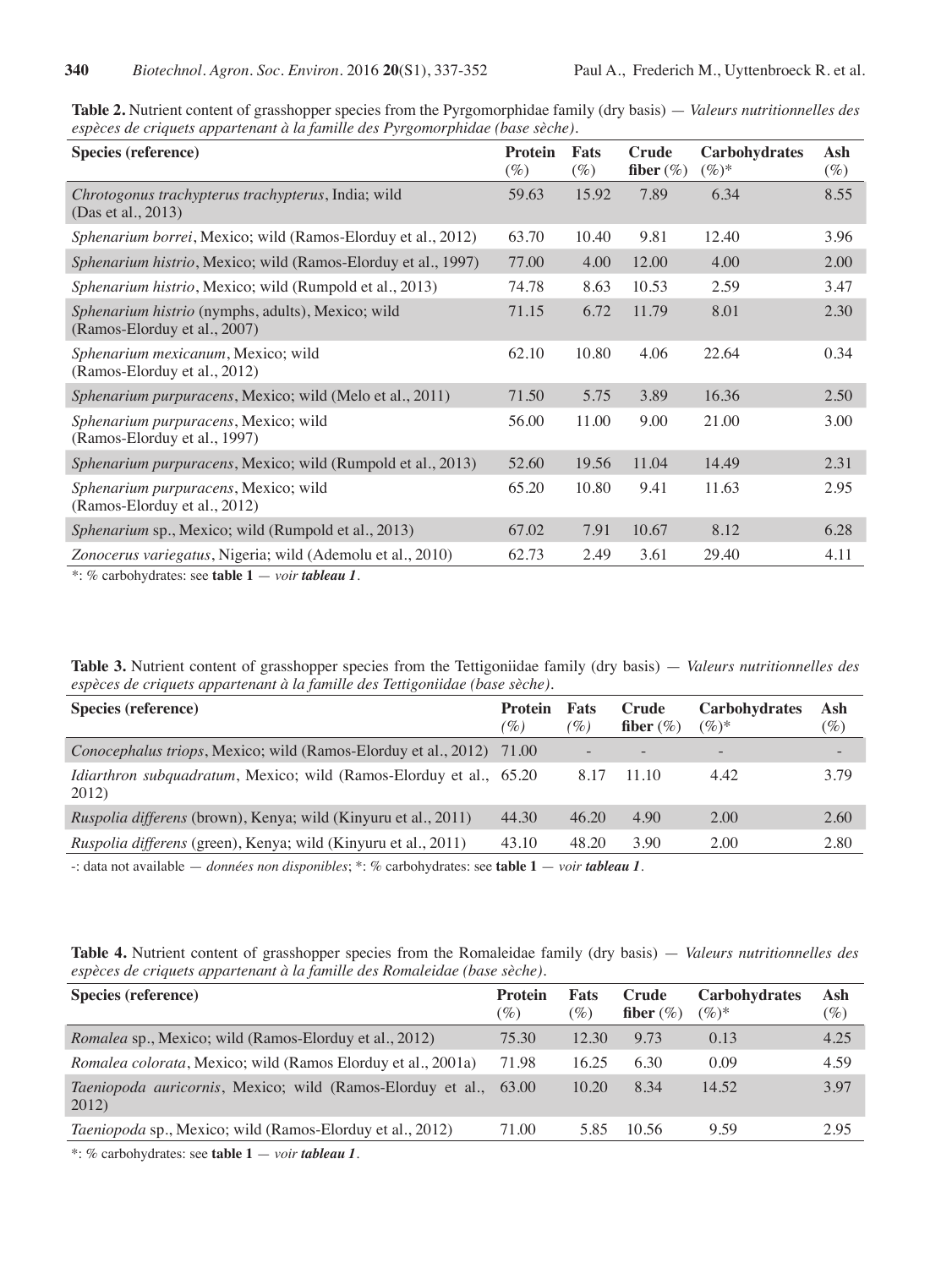**Table 2.** Nutrient content of grasshopper species from the Pyrgomorphidae family (dry basis) — *Valeurs nutritionnelles des espèces de criquets appartenant à la famille des Pyrgomorphidae (base sèche).*

| Species (reference) | Protein (%) | Fats (%) | Crude fiber (%) | Carbohydrates (%)* | Ash (%) |
|---|---|---|---|---|---|
| *Chrotogonus trachypterus trachypterus*, India; wild (Das et al., 2013) | 59.63 | 15.92 | 7.89 | 6.34 | 8.55 |
| *Sphenarium borrei*, Mexico; wild (Ramos-Elorduy et al., 2012) | 63.70 | 10.40 | 9.81 | 12.40 | 3.96 |
| *Sphenarium histrio*, Mexico; wild (Ramos-Elorduy et al., 1997) | 77.00 | 4.00 | 12.00 | 4.00 | 2.00 |
| *Sphenarium histrio*, Mexico; wild (Rumpold et al., 2013) | 74.78 | 8.63 | 10.53 | 2.59 | 3.47 |
| *Sphenarium histrio* (nymphs, adults), Mexico; wild (Ramos-Elorduy et al., 2007) | 71.15 | 6.72 | 11.79 | 8.01 | 2.30 |
| *Sphenarium mexicanum*, Mexico; wild (Ramos-Elorduy et al., 2012) | 62.10 | 10.80 | 4.06 | 22.64 | 0.34 |
| *Sphenarium purpuracens*, Mexico; wild (Melo et al., 2011) | 71.50 | 5.75 | 3.89 | 16.36 | 2.50 |
| *Sphenarium purpuracens*, Mexico; wild (Ramos-Elorduy et al., 1997) | 56.00 | 11.00 | 9.00 | 21.00 | 3.00 |
| *Sphenarium purpuracens*, Mexico; wild (Rumpold et al., 2013) | 52.60 | 19.56 | 11.04 | 14.49 | 2.31 |
| *Sphenarium purpuracens*, Mexico; wild (Ramos-Elorduy et al., 2012) | 65.20 | 10.80 | 9.41 | 11.63 | 2.95 |
| *Sphenarium* sp., Mexico; wild (Rumpold et al., 2013) | 67.02 | 7.91 | 10.67 | 8.12 | 6.28 |
| *Zonocerus variegatus*, Nigeria; wild (Ademolu et al., 2010) | 62.73 | 2.49 | 3.61 | 29.40 | 4.11 |

*: % carbohydrates: see **table 1** — *voir* ***tableau 1***.

**Table 3.** Nutrient content of grasshopper species from the Tettigoniidae family (dry basis) — *Valeurs nutritionnelles des espèces de criquets appartenant à la famille des Tettigoniidae (base sèche).*

| Species (reference) | Protein (%) | Fats (%) | Crude fiber (%) | Carbohydrates (%)* | Ash (%) |
|---|---|---|---|---|---|
| *Conocephalus triops*, Mexico; wild (Ramos-Elorduy et al., 2012) | 71.00 | - | - | - | - |
| *Idiarthron subquadratum*, Mexico; wild (Ramos-Elorduy et al., 2012) | 65.20 | 8.17 | 11.10 | 4.42 | 3.79 |
| *Ruspolia differens* (brown), Kenya; wild (Kinyuru et al., 2011) | 44.30 | 46.20 | 4.90 | 2.00 | 2.60 |
| *Ruspolia differens* (green), Kenya; wild (Kinyuru et al., 2011) | 43.10 | 48.20 | 3.90 | 2.00 | 2.80 |

-: data not available — *données non disponibles*; *: % carbohydrates: see **table 1** — *voir* ***tableau 1***.

**Table 4.** Nutrient content of grasshopper species from the Romaleidae family (dry basis) — *Valeurs nutritionnelles des espèces de criquets appartenant à la famille des Romaleidae (base sèche).*

| Species (reference) | Protein (%) | Fats (%) | Crude fiber (%) | Carbohydrates (%)* | Ash (%) |
|---|---|---|---|---|---|
| *Romalea* sp., Mexico; wild (Ramos-Elorduy et al., 2012) | 75.30 | 12.30 | 9.73 | 0.13 | 4.25 |
| *Romalea colorata*, Mexico; wild (Ramos Elorduy et al., 2001a) | 71.98 | 16.25 | 6.30 | 0.09 | 4.59 |
| *Taeniopoda auricornis*, Mexico; wild (Ramos-Elorduy et al., 2012) | 63.00 | 10.20 | 8.34 | 14.52 | 3.97 |
| *Taeniopoda* sp., Mexico; wild (Ramos-Elorduy et al., 2012) | 71.00 | 5.85 | 10.56 | 9.59 | 2.95 |

*: % carbohydrates: see **table 1** — *voir* ***tableau 1***.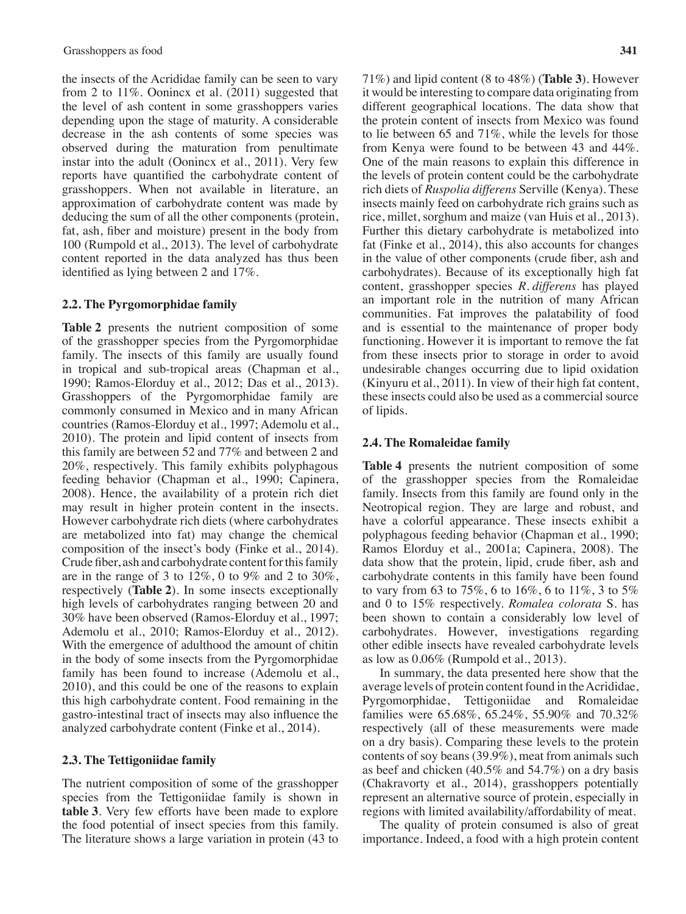the insects of the Acrididae family can be seen to vary from 2 to 11%. Oonincx et al. (2011) suggested that the level of ash content in some grasshoppers varies depending upon the stage of maturity. A considerable decrease in the ash contents of some species was observed during the maturation from penultimate instar into the adult (Oonincx et al., 2011). Very few reports have quantified the carbohydrate content of grasshoppers. When not available in literature, an approximation of carbohydrate content was made by deducing the sum of all the other components (protein, fat, ash, fiber and moisture) present in the body from 100 (Rumpold et al., 2013). The level of carbohydrate content reported in the data analyzed has thus been identified as lying between 2 and 17%.

### 2.2. The Pyrgomorphidae family

**Table 2** presents the nutrient composition of some of the grasshopper species from the Pyrgomorphidae family. The insects of this family are usually found in tropical and sub-tropical areas (Chapman et al., 1990; Ramos-Elorduy et al., 2012; Das et al., 2013). Grasshoppers of the Pyrgomorphidae family are commonly consumed in Mexico and in many African countries (Ramos-Elorduy et al., 1997; Ademolu et al., 2010). The protein and lipid content of insects from this family are between 52 and 77% and between 2 and 20%, respectively. This family exhibits polyphagous feeding behavior (Chapman et al., 1990; Capinera, 2008). Hence, the availability of a protein rich diet may result in higher protein content in the insects. However carbohydrate rich diets (where carbohydrates are metabolized into fat) may change the chemical composition of the insect's body (Finke et al., 2014). Crude fiber, ash and carbohydrate content for this family are in the range of 3 to 12%, 0 to 9% and 2 to 30%, respectively (**Table 2**). In some insects exceptionally high levels of carbohydrates ranging between 20 and 30% have been observed (Ramos-Elorduy et al., 1997; Ademolu et al., 2010; Ramos-Elorduy et al., 2012). With the emergence of adulthood the amount of chitin in the body of some insects from the Pyrgomorphidae family has been found to increase (Ademolu et al., 2010), and this could be one of the reasons to explain this high carbohydrate content. Food remaining in the gastro-intestinal tract of insects may also influence the analyzed carbohydrate content (Finke et al., 2014).

### 2.3. The Tettigoniidae family

The nutrient composition of some of the grasshopper species from the Tettigoniidae family is shown in **table 3**. Very few efforts have been made to explore the food potential of insect species from this family. The literature shows a large variation in protein (43 to 71%) and lipid content (8 to 48%) (**Table 3**). However it would be interesting to compare data originating from different geographical locations. The data show that the protein content of insects from Mexico was found to lie between 65 and 71%, while the levels for those from Kenya were found to be between 43 and 44%. One of the main reasons to explain this difference in the levels of protein content could be the carbohydrate rich diets of *Ruspolia differens* Serville (Kenya). These insects mainly feed on carbohydrate rich grains such as rice, millet, sorghum and maize (van Huis et al., 2013). Further this dietary carbohydrate is metabolized into fat (Finke et al., 2014), this also accounts for changes in the value of other components (crude fiber, ash and carbohydrates). Because of its exceptionally high fat content, grasshopper species *R. differens* has played an important role in the nutrition of many African communities. Fat improves the palatability of food and is essential to the maintenance of proper body functioning. However it is important to remove the fat from these insects prior to storage in order to avoid undesirable changes occurring due to lipid oxidation (Kinyuru et al., 2011). In view of their high fat content, these insects could also be used as a commercial source of lipids.

### 2.4. The Romaleidae family

**Table 4** presents the nutrient composition of some of the grasshopper species from the Romaleidae family. Insects from this family are found only in the Neotropical region. They are large and robust, and have a colorful appearance. These insects exhibit a polyphagous feeding behavior (Chapman et al., 1990; Ramos Elorduy et al., 2001a; Capinera, 2008). The data show that the protein, lipid, crude fiber, ash and carbohydrate contents in this family have been found to vary from 63 to 75%, 6 to 16%, 6 to 11%, 3 to 5% and 0 to 15% respectively. *Romalea colorata* S. has been shown to contain a considerably low level of carbohydrates. However, investigations regarding other edible insects have revealed carbohydrate levels as low as 0.06% (Rumpold et al., 2013).

In summary, the data presented here show that the average levels of protein content found in the Acrididae, Pyrgomorphidae, Tettigoniidae and Romaleidae families were 65.68%, 65.24%, 55.90% and 70.32% respectively (all of these measurements were made on a dry basis). Comparing these levels to the protein contents of soy beans (39.9%), meat from animals such as beef and chicken (40.5% and 54.7%) on a dry basis (Chakravorty et al., 2014), grasshoppers potentially represent an alternative source of protein, especially in regions with limited availability/affordability of meat.

The quality of protein consumed is also of great importance. Indeed, a food with a high protein content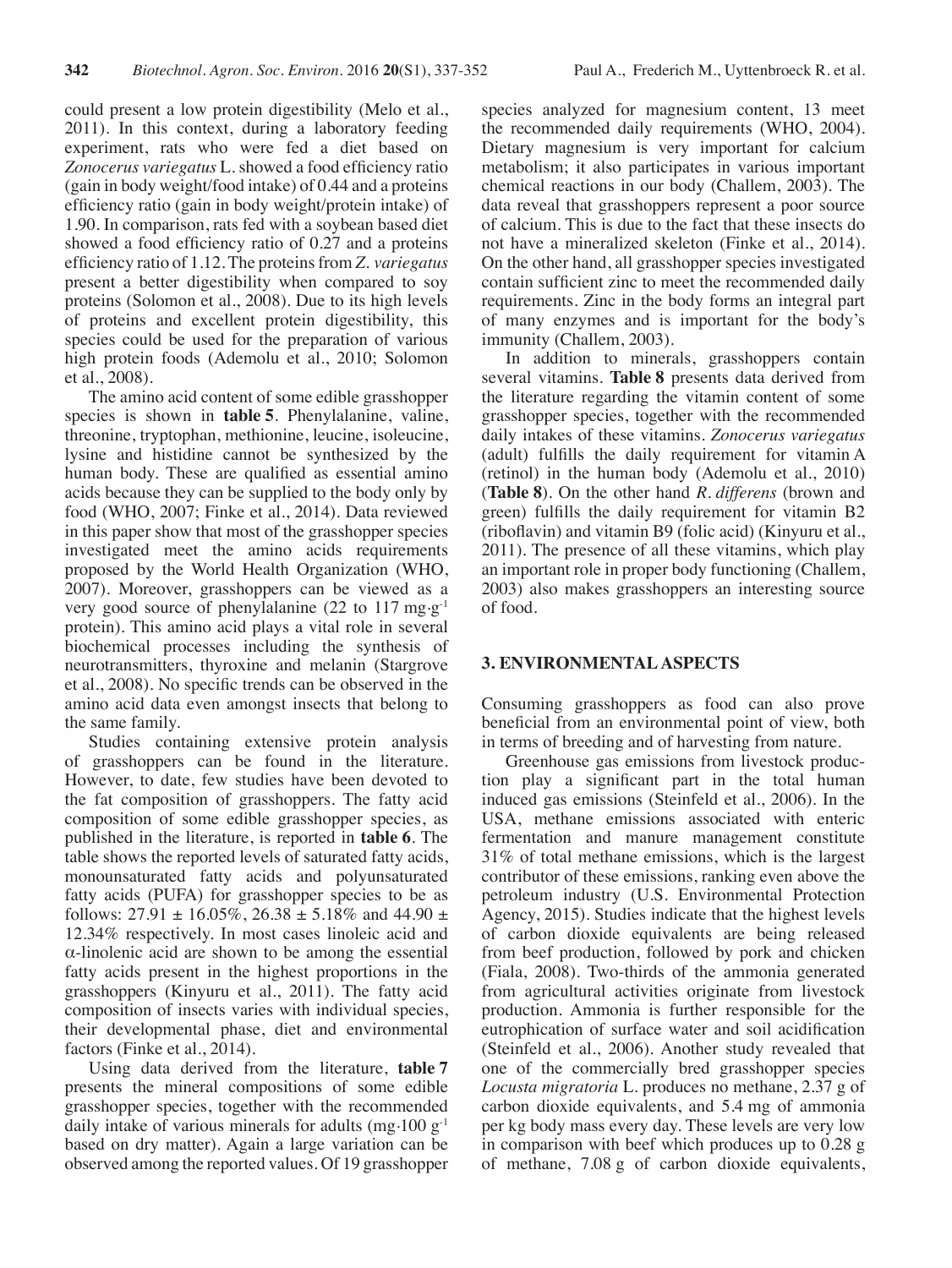could present a low protein digestibility (Melo et al., 2011). In this context, during a laboratory feeding experiment, rats who were fed a diet based on *Zonocerus variegatus* L. showed a food efficiency ratio (gain in body weight/food intake) of 0.44 and a proteins efficiency ratio (gain in body weight/protein intake) of 1.90. In comparison, rats fed with a soybean based diet showed a food efficiency ratio of 0.27 and a proteins efficiency ratio of 1.12. The proteins from *Z. variegatus* present a better digestibility when compared to soy proteins (Solomon et al., 2008). Due to its high levels of proteins and excellent protein digestibility, this species could be used for the preparation of various high protein foods (Ademolu et al., 2010; Solomon et al., 2008).

The amino acid content of some edible grasshopper species is shown in **table 5**. Phenylalanine, valine, threonine, tryptophan, methionine, leucine, isoleucine, lysine and histidine cannot be synthesized by the human body. These are qualified as essential amino acids because they can be supplied to the body only by food (WHO, 2007; Finke et al., 2014). Data reviewed in this paper show that most of the grasshopper species investigated meet the amino acids requirements proposed by the World Health Organization (WHO, 2007). Moreover, grasshoppers can be viewed as a very good source of phenylalanine (22 to 117 $mg \cdot g^{-1}$ protein). This amino acid plays a vital role in several biochemical processes including the synthesis of neurotransmitters, thyroxine and melanin (Stargrove et al., 2008). No specific trends can be observed in the amino acid data even amongst insects that belong to the same family.

Studies containing extensive protein analysis of grasshoppers can be found in the literature. However, to date, few studies have been devoted to the fat composition of grasshoppers. The fatty acid composition of some edible grasshopper species, as published in the literature, is reported in **table 6**. The table shows the reported levels of saturated fatty acids, monounsaturated fatty acids and polyunsaturated fatty acids (PUFA) for grasshopper species to be as follows: $27.91 \pm 16.05\%$, $26.38 \pm 5.18\%$ and $44.90 \pm 12.34\%$ respectively. In most cases linoleic acid and $\alpha$-linolenic acid are shown to be among the essential fatty acids present in the highest proportions in the grasshoppers (Kinyuru et al., 2011). The fatty acid composition of insects varies with individual species, their developmental phase, diet and environmental factors (Finke et al., 2014).

Using data derived from the literature, **table 7** presents the mineral compositions of some edible grasshopper species, together with the recommended daily intake of various minerals for adults ($mg \cdot 100\ g^{-1}$ based on dry matter). Again a large variation can be observed among the reported values. Of 19 grasshopper species analyzed for magnesium content, 13 meet the recommended daily requirements (WHO, 2004). Dietary magnesium is very important for calcium metabolism; it also participates in various important chemical reactions in our body (Challem, 2003). The data reveal that grasshoppers represent a poor source of calcium. This is due to the fact that these insects do not have a mineralized skeleton (Finke et al., 2014). On the other hand, all grasshopper species investigated contain sufficient zinc to meet the recommended daily requirements. Zinc in the body forms an integral part of many enzymes and is important for the body's immunity (Challem, 2003).

In addition to minerals, grasshoppers contain several vitamins. **Table 8** presents data derived from the literature regarding the vitamin content of some grasshopper species, together with the recommended daily intakes of these vitamins. *Zonocerus variegatus* (adult) fulfills the daily requirement for vitamin A (retinol) in the human body (Ademolu et al., 2010) (**Table 8**). On the other hand *R. differens* (brown and green) fulfills the daily requirement for vitamin B2 (riboflavin) and vitamin B9 (folic acid) (Kinyuru et al., 2011). The presence of all these vitamins, which play an important role in proper body functioning (Challem, 2003) also makes grasshoppers an interesting source of food.

## 3. ENVIRONMENTAL ASPECTS

Consuming grasshoppers as food can also prove beneficial from an environmental point of view, both in terms of breeding and of harvesting from nature.

Greenhouse gas emissions from livestock production play a significant part in the total human induced gas emissions (Steinfeld et al., 2006). In the USA, methane emissions associated with enteric fermentation and manure management constitute 31% of total methane emissions, which is the largest contributor of these emissions, ranking even above the petroleum industry (U.S. Environmental Protection Agency, 2015). Studies indicate that the highest levels of carbon dioxide equivalents are being released from beef production, followed by pork and chicken (Fiala, 2008). Two-thirds of the ammonia generated from agricultural activities originate from livestock production. Ammonia is further responsible for the eutrophication of surface water and soil acidification (Steinfeld et al., 2006). Another study revealed that one of the commercially bred grasshopper species *Locusta migratoria* L. produces no methane, 2.37 g of carbon dioxide equivalents, and 5.4 mg of ammonia per kg body mass every day. These levels are very low in comparison with beef which produces up to 0.28 g of methane, 7.08 g of carbon dioxide equivalents,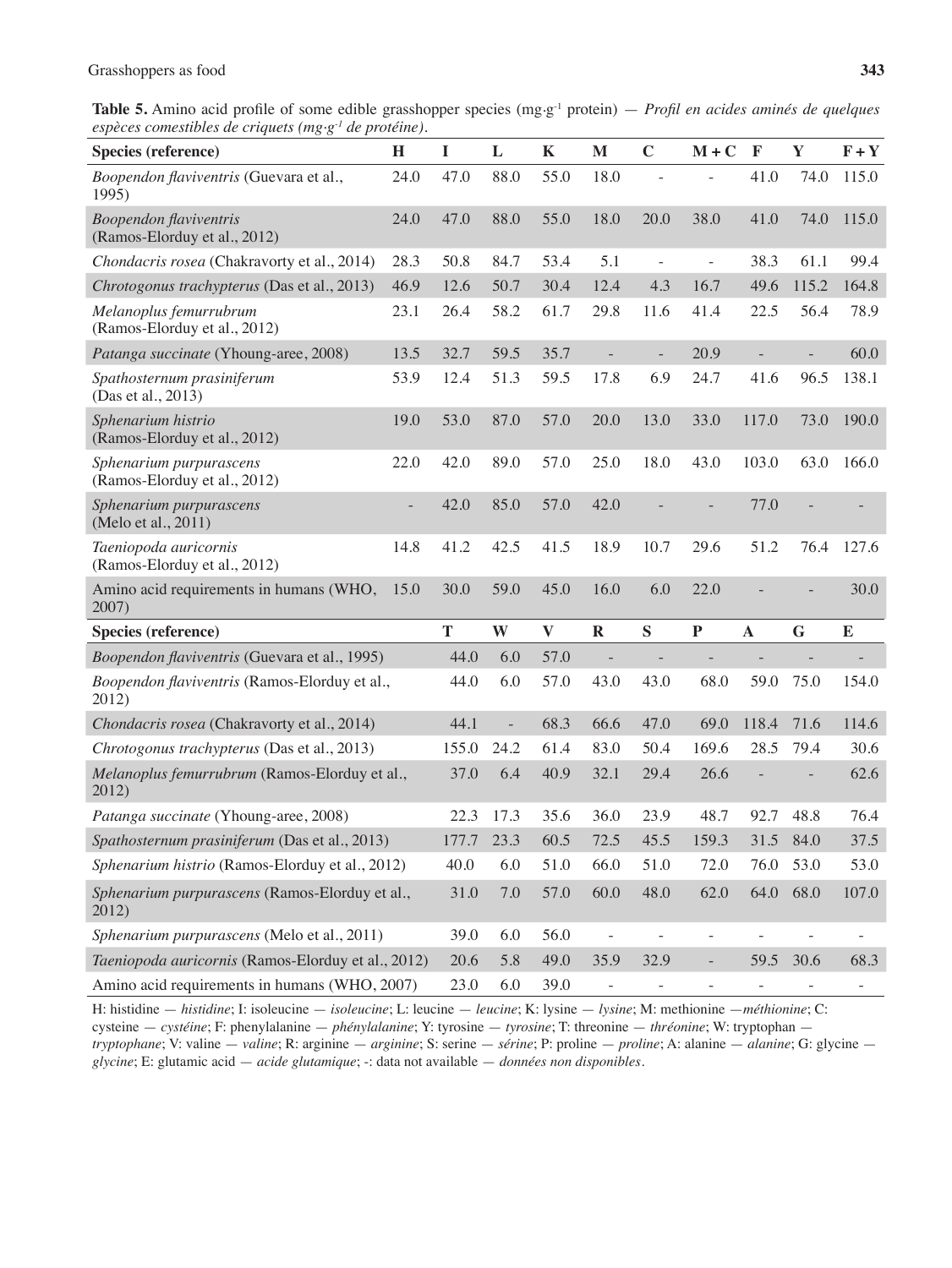**Table 5.** Amino acid profile of some edible grasshopper species (mg·g$^{-1}$ protein) — *Profil en acides aminés de quelques espèces comestibles de criquets (mg·g$^{-1}$ de protéine).*

| Species (reference) | H | I | L | K | M | C | M + C | F | Y | F + Y |
|---|---|---|---|---|---|---|---|---|---|---|
| *Boopendon flaviventris* (Guevara et al., 1995) | 24.0 | 47.0 | 88.0 | 55.0 | 18.0 | - | - | 41.0 | 74.0 | 115.0 |
| *Boopendon flaviventris* (Ramos-Elorduy et al., 2012) | 24.0 | 47.0 | 88.0 | 55.0 | 18.0 | 20.0 | 38.0 | 41.0 | 74.0 | 115.0 |
| *Chondacris rosea* (Chakravorty et al., 2014) | 28.3 | 50.8 | 84.7 | 53.4 | 5.1 | - | - | 38.3 | 61.1 | 99.4 |
| *Chrotogonus trachypterus* (Das et al., 2013) | 46.9 | 12.6 | 50.7 | 30.4 | 12.4 | 4.3 | 16.7 | 49.6 | 115.2 | 164.8 |
| *Melanoplus femurrubrum* (Ramos-Elorduy et al., 2012) | 23.1 | 26.4 | 58.2 | 61.7 | 29.8 | 11.6 | 41.4 | 22.5 | 56.4 | 78.9 |
| *Patanga succinate* (Yhoung-aree, 2008) | 13.5 | 32.7 | 59.5 | 35.7 | - | - | 20.9 | - | - | 60.0 |
| *Spathosternum prasiniferum* (Das et al., 2013) | 53.9 | 12.4 | 51.3 | 59.5 | 17.8 | 6.9 | 24.7 | 41.6 | 96.5 | 138.1 |
| *Sphenarium histrio* (Ramos-Elorduy et al., 2012) | 19.0 | 53.0 | 87.0 | 57.0 | 20.0 | 13.0 | 33.0 | 117.0 | 73.0 | 190.0 |
| *Sphenarium purpurascens* (Ramos-Elorduy et al., 2012) | 22.0 | 42.0 | 89.0 | 57.0 | 25.0 | 18.0 | 43.0 | 103.0 | 63.0 | 166.0 |
| *Sphenarium purpurascens* (Melo et al., 2011) | - | 42.0 | 85.0 | 57.0 | 42.0 | - | - | 77.0 | - | - |
| *Taeniopoda auricornis* (Ramos-Elorduy et al., 2012) | 14.8 | 41.2 | 42.5 | 41.5 | 18.9 | 10.7 | 29.6 | 51.2 | 76.4 | 127.6 |
| Amino acid requirements in humans (WHO, 2007) | 15.0 | 30.0 | 59.0 | 45.0 | 16.0 | 6.0 | 22.0 | - | - | 30.0 |
| **Species (reference)** | | **T** | **W** | **V** | **R** | **S** | **P** | **A** | **G** | **E** |
| *Boopendon flaviventris* (Guevara et al., 1995) | | 44.0 | 6.0 | 57.0 | - | - | - | - | - | - |
| *Boopendon flaviventris* (Ramos-Elorduy et al., 2012) | | 44.0 | 6.0 | 57.0 | 43.0 | 43.0 | 68.0 | 59.0 | 75.0 | 154.0 |
| *Chondacris rosea* (Chakravorty et al., 2014) | | 44.1 | - | 68.3 | 66.6 | 47.0 | 69.0 | 118.4 | 71.6 | 114.6 |
| *Chrotogonus trachypterus* (Das et al., 2013) | | 155.0 | 24.2 | 61.4 | 83.0 | 50.4 | 169.6 | 28.5 | 79.4 | 30.6 |
| *Melanoplus femurrubrum* (Ramos-Elorduy et al., 2012) | | 37.0 | 6.4 | 40.9 | 32.1 | 29.4 | 26.6 | - | - | 62.6 |
| *Patanga succinate* (Yhoung-aree, 2008) | | 22.3 | 17.3 | 35.6 | 36.0 | 23.9 | 48.7 | 92.7 | 48.8 | 76.4 |
| *Spathosternum prasiniferum* (Das et al., 2013) | | 177.7 | 23.3 | 60.5 | 72.5 | 45.5 | 159.3 | 31.5 | 84.0 | 37.5 |
| *Sphenarium histrio* (Ramos-Elorduy et al., 2012) | | 40.0 | 6.0 | 51.0 | 66.0 | 51.0 | 72.0 | 76.0 | 53.0 | 53.0 |
| *Sphenarium purpurascens* (Ramos-Elorduy et al., 2012) | | 31.0 | 7.0 | 57.0 | 60.0 | 48.0 | 62.0 | 64.0 | 68.0 | 107.0 |
| *Sphenarium purpurascens* (Melo et al., 2011) | | 39.0 | 6.0 | 56.0 | - | - | - | - | - | - |
| *Taeniopoda auricornis* (Ramos-Elorduy et al., 2012) | | 20.6 | 5.8 | 49.0 | 35.9 | 32.9 | - | 59.5 | 30.6 | 68.3 |
| Amino acid requirements in humans (WHO, 2007) | | 23.0 | 6.0 | 39.0 | - | - | - | - | - | - |

H: histidine — *histidine*; I: isoleucine — *isoleucine*; L: leucine — *leucine*; K: lysine — *lysine*; M: methionine —*méthionine*; C: cysteine — *cystéine*; F: phenylalanine — *phénylalanine*; Y: tyrosine — *tyrosine*; T: threonine — *thréonine*; W: tryptophan — *tryptophane*; V: valine — *valine*; R: arginine — *arginine*; S: serine — *sérine*; P: proline — *proline*; A: alanine — *alanine*; G: glycine — *glycine*; E: glutamic acid — *acide glutamique*; -: data not available — *données non disponibles*.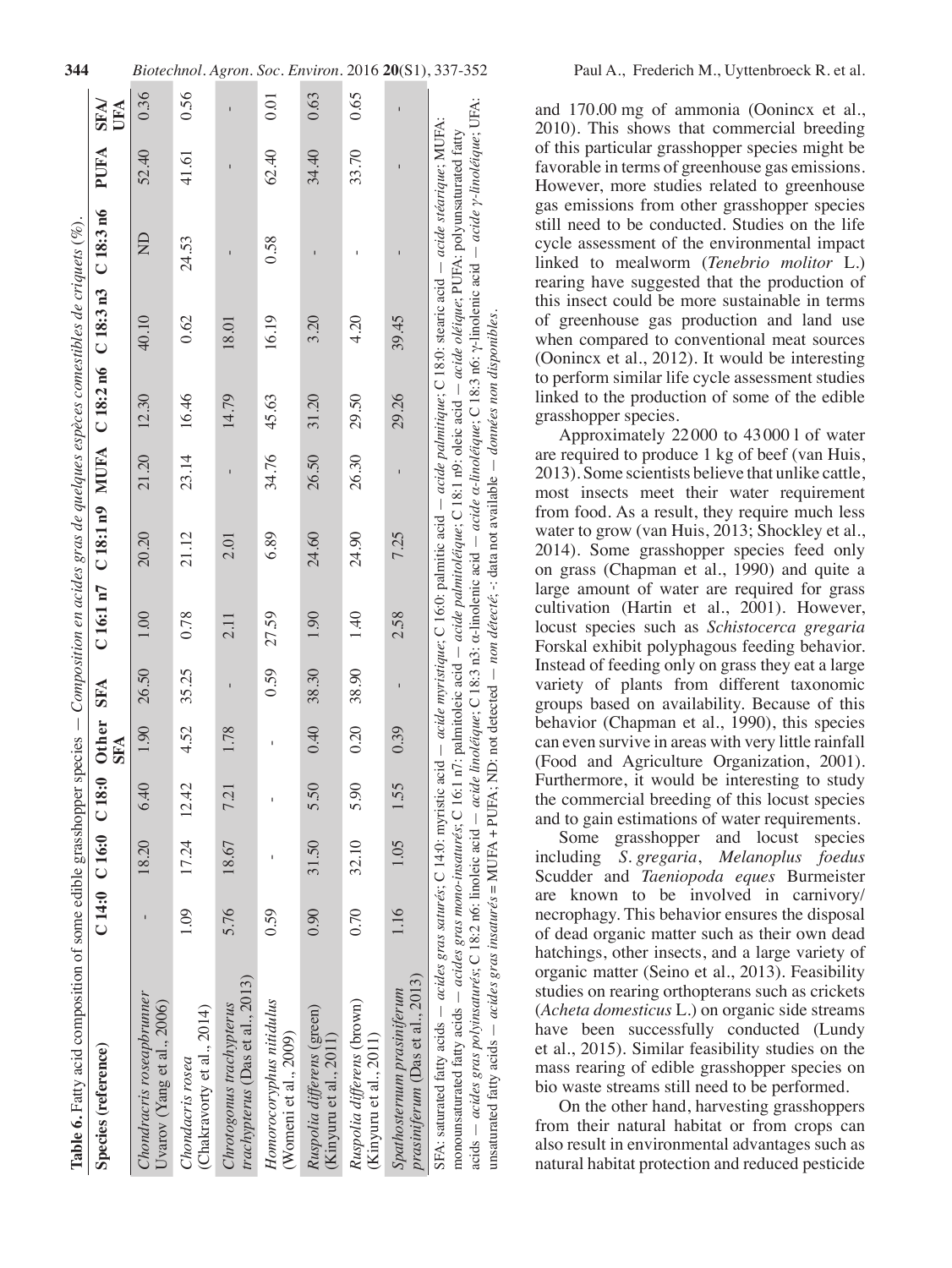**Table 6.** Fatty acid composition of some edible grasshopper species — *Composition en acides gras de quelques espèces comestibles de criquets (%).*

| Species (reference) | C 14:0 | C 16:0 | C 18:0 | Other SFA | SFA | C 16:1 n7 | C 18:1 n9 | MUFA | C 18:2 n6 | C 18:3 n3 | C 18:3 n6 | PUFA | SFA/UFA |
|---|---|---|---|---|---|---|---|---|---|---|---|---|---|
| *Chondracris roseapbrunner* Uvarov (Yang et al., 2006) | - | 18.20 | 6.40 | 1.90 | 26.50 | 1.00 | 20.20 | 21.20 | 12.30 | 40.10 | ND | 52.40 | 0.36 |
| *Chondacris rosea* (Chakravorty et al., 2014) | 1.09 | 17.24 | 12.42 | 4.52 | 35.25 | 0.78 | 21.12 | 23.14 | 16.46 | 0.62 | 24.53 | 41.61 | 0.56 |
| *Chrotogonus trachypterus* (Das et al., 2013) | 5.76 | 18.67 | 7.21 | 1.78 | - | 2.11 | 2.01 | - | 14.79 | 18.01 | - | - | - |
| *Homorocoryphus nitidulus* (Womeni et al., 2009) | 0.59 | - | - | - | 0.59 | 27.59 | 6.89 | 34.76 | 45.63 | 16.19 | 0.58 | 62.40 | 0.01 |
| *Ruspolia differens* (green) (Kinyuru et al., 2011) | 0.90 | 31.50 | 5.50 | 0.40 | 38.30 | 1.90 | 24.60 | 26.50 | 31.20 | 3.20 | - | 34.40 | 0.63 |
| *Ruspolia differens* (brown) (Kinyuru et al., 2011) | 0.70 | 32.10 | 5.90 | 0.20 | 38.90 | 1.40 | 24.90 | 26.30 | 29.50 | 4.20 | - | 33.70 | 0.65 |
| *Spathosternum prasiniferum prasiniferum* (Das et al., 2013) | 1.16 | 1.05 | 1.55 | 0.39 | - | 2.58 | 7.25 | - | 29.26 | 39.45 | - | - | - |

SFA: saturated fatty acids — *acides gras saturés*; C 14:0: myristic acid — *acide myristique*; C 16:0: palmitic acid — *acide palmitique*; C 18:0: stearic acid — *acide stéarique*; MUFA: monounsaturated fatty acids — *acides gras mono-insaturés*; C 16:1 n7: palmitoleic acid — *acide palmitoléique*; C 18:1 n9: oleic acid — *acide oléique*; PUFA: polyunsaturated fatty acids — *acides gras polyinsaturés*; C 18:2 n6: linoleic acid — *acide linoléique*; C 18:3 n3: α-linolenic acid — *acide α-linoléique*; C 18:3 n6: γ-linolenic acid — *acide γ-linoléique*; UFA: unsaturated fatty acids — *acides gras insaturés* = MUFA + PUFA; ND: not detected — *non détecté*; -: data not available — *données non disponibles*.

and 170.00 mg of ammonia (Oonincx et al., 2010). This shows that commercial breeding of this particular grasshopper species might be favorable in terms of greenhouse gas emissions. However, more studies related to greenhouse gas emissions from other grasshopper species still need to be conducted. Studies on the life cycle assessment of the environmental impact linked to mealworm (*Tenebrio molitor* L.) rearing have suggested that the production of this insect could be more sustainable in terms of greenhouse gas production and land use when compared to conventional meat sources (Oonincx et al., 2012). It would be interesting to perform similar life cycle assessment studies linked to the production of some of the edible grasshopper species.

Approximately 22 000 to 43 000 l of water are required to produce 1 kg of beef (van Huis, 2013). Some scientists believe that unlike cattle, most insects meet their water requirement from food. As a result, they require much less water to grow (van Huis, 2013; Shockley et al., 2014). Some grasshopper species feed only on grass (Chapman et al., 1990) and quite a large amount of water are required for grass cultivation (Hartin et al., 2001). However, locust species such as *Schistocerca gregaria* Forskal exhibit polyphagous feeding behavior. Instead of feeding only on grass they eat a large variety of plants from different taxonomic groups based on availability. Because of this behavior (Chapman et al., 1990), this species can even survive in areas with very little rainfall (Food and Agriculture Organization, 2001). Furthermore, it would be interesting to study the commercial breeding of this locust species and to gain estimations of water requirements.

Some grasshopper and locust species including *S. gregaria*, *Melanoplus foedus* Scudder and *Taeniopoda eques* Burmeister are known to be involved in carnivory/necrophagy. This behavior ensures the disposal of dead organic matter such as their own dead hatchings, other insects, and a large variety of organic matter (Seino et al., 2013). Feasibility studies on rearing orthopterans such as crickets (*Acheta domesticus* L.) on organic side streams have been successfully conducted (Lundy et al., 2015). Similar feasibility studies on the mass rearing of edible grasshopper species on bio waste streams still need to be performed.

On the other hand, harvesting grasshoppers from their natural habitat or from crops can also result in environmental advantages such as natural habitat protection and reduced pesticide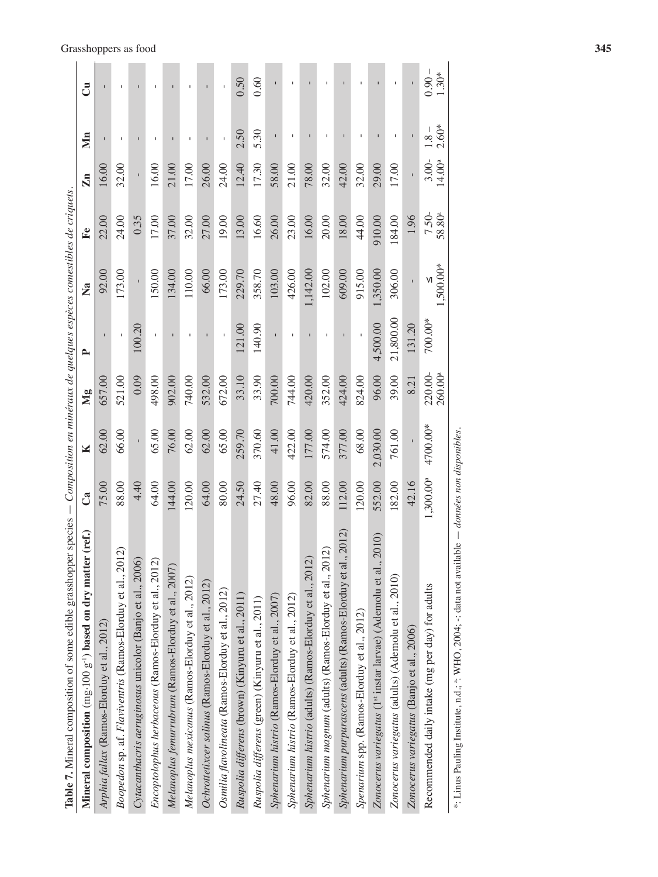**Table 7.** Mineral composition of some edible grasshopper species — *Composition en minéraux de quelques espèces comestibles de criquets.*

| Mineral composition (mg·100 g$^{-1}$) based on dry matter (ref.) | Ca | K | Mg | P | Na | Fe | Zn | Mn | Cu |
|---|---|---|---|---|---|---|---|---|---|
| *Arphia fallax* (Ramos-Elorduy et al., 2012) | 75.00 | 62.00 | 657.00 | - | 92.00 | 22.00 | 16.00 | - | - |
| *Boopedon* sp. af. *Flaviventris* (Ramos-Elorduy et al., 2012) | 88.00 | 66.00 | 521.00 | - | 173.00 | 24.00 | 32.00 | - | - |
| *Cytacanthacris aeruginosus* unicolor (Banjo et al., 2006) | 4.40 | - | 0.09 | 100.20 | - | 0.35 | - | - | - |
| *Encoptolophus herbaceous* (Ramos-Elorduy et al., 2012) | 64.00 | 65.00 | 498.00 | - | 150.00 | 17.00 | 16.00 | - | - |
| *Melanoplus femurrubrum* (Ramos-Elorduy et al., 2007) | 144.00 | 76.00 | 902.00 | - | 134.00 | 37.00 | 21.00 | - | - |
| *Melanoplus mexicanus* (Ramos-Elorduy et al., 2012) | 120.00 | 62.00 | 740.00 | - | 110.00 | 32.00 | 17.00 | - | - |
| *Ochrotettixcer salinus* (Ramos-Elorduy et al., 2012) | 64.00 | 62.00 | 532.00 | - | 66.00 | 27.00 | 26.00 | - | - |
| *Osmilia flavolineata* (Ramos-Elorduy et al., 2012) | 80.00 | 65.00 | 672.00 | - | 173.00 | 19.00 | 24.00 | - | - |
| *Ruspolia differens* (brown) (Kinyuru et al., 2011) | 24.50 | 259.70 | 33.10 | 121.00 | 229.70 | 13.00 | 12.40 | 2.50 | 0.50 |
| *Ruspolia differens* (green) (Kinyuru et al., 2011) | 27.40 | 370.60 | 33.90 | 140.90 | 358.70 | 16.60 | 17.30 | 5.30 | 0.60 |
| *Sphenarium histrio* (Ramos-Elorduy et al., 2007) | 48.00 | 41.00 | 700.00 | - | 103.00 | 26.00 | 58.00 | - | - |
| *Sphenarium histrio* (Ramos-Elorduy et al., 2012) | 96.00 | 422.00 | 744.00 | - | 426.00 | 23.00 | 21.00 | - | - |
| *Sphenarium histrio* (adults) (Ramos-Elorduy et al., 2012) | 82.00 | 177.00 | 420.00 | - | 1,142.00 | 16.00 | 78.00 | - | - |
| *Sphenarium magnum* (adults) (Ramos-Elorduy et al., 2012) | 88.00 | 574.00 | 352.00 | - | 102.00 | 20.00 | 32.00 | - | - |
| *Sphenarium purpurascens* (adults) (Ramos-Elorduy et al., 2012) | 112.00 | 377.00 | 424.00 | - | 609.00 | 18.00 | 42.00 | - | - |
| *Spenarium* spp. (Ramos-Elorduy et al., 2012) | 120.00 | 68.00 | 824.00 | - | 915.00 | 44.00 | 32.00 | - | - |
| *Zonocerus variegatus* (1st instar larvae) (Ademolu et al., 2010) | 552.00 | 2,030.00 | 96.00 | 4,500.00 | 1,350.00 | 910.00 | 29.00 | - | - |
| *Zonocerus variegatus* (adults) (Ademolu et al., 2010) | 182.00 | 761.00 | 39.00 | 21,800.00 | 306.00 | 184.00 | 17.00 | - | - |
| *Zonocerus variegatus* (Banjo et al., 2006) | 42.16 | - | 8.21 | 131.20 | - | 1.96 | - | - | - |
| Recommended daily intake (mg per day) for adults | 1,300.00[a] | 4700.00* | 220.00-260.00[a] | 700.00* | ≤ 1,500.00* | 7.50-58.80[a] | 3.00-14.00[a] | 1.8 – 2.60* | 0.90 – 1.30* |

*: Linus Pauling Institute, n.d.; [a]: WHO, 2004; -: data not available — *données non disponibles*.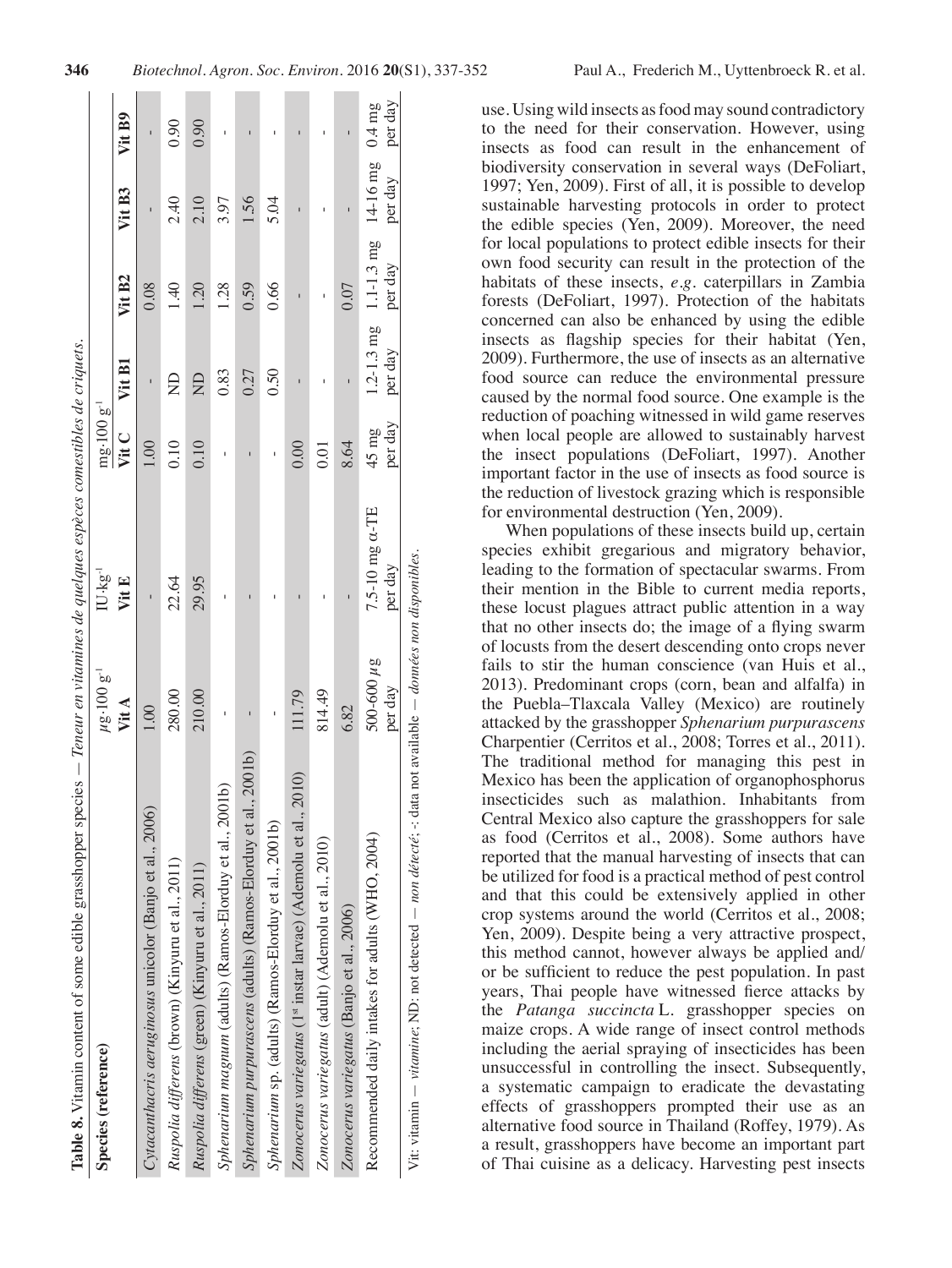**Table 8.** Vitamin content of some edible grasshopper species — *Teneur en vitamines de quelques espèces comestibles de criquets.*

| Species (reference) | $\mu g \cdot 100 g^{-1}$ Vit A | $IU \cdot kg^{-1}$ Vit E | $mg \cdot 100 g^{-1}$ Vit C | Vit B1 | Vit B2 | Vit B3 | Vit B9 |
|---|---|---|---|---|---|---|---|
| *Cytacanthacris aeruginosus* unicolor (Banjo et al., 2006) | 1.00 | - | 1.00 | - | 0.08 | - | - |
| *Ruspolia differens* (brown) (Kinyuru et al., 2011) | 280.00 | 22.64 | 0.10 | ND | 1.40 | 2.40 | 0.90 |
| *Ruspolia differens* (green) (Kinyuru et al., 2011) | 210.00 | 29.95 | 0.10 | ND | 1.20 | 2.10 | 0.90 |
| *Sphenarium magnum* (adults) (Ramos-Elorduy et al., 2001b) | - | - | - | 0.83 | 1.28 | 3.97 | - |
| *Sphenarium purpurascens* (adults) (Ramos-Elorduy et al., 2001b) | - | - | - | 0.27 | 0.59 | 1.56 | - |
| *Sphenarium* sp. (adults) (Ramos-Elorduy et al., 2001b) | - | - | - | 0.50 | 0.66 | 5.04 | - |
| *Zonocerus variegatus* (1[st] instar larvae) (Ademolu et al., 2010) | 111.79 | - | 0.00 | - | - | - | - |
| *Zonocerus variegatus* (adult) (Ademolu et al., 2010) | 814.49 | - | 0.01 | - | - | - | - |
| *Zonocerus variegatus* (Banjo et al., 2006) | 6.82 | - | 8.64 | - | 0.07 | - | - |
| Recommended daily intakes for adults (WHO, 2004) | 500-600 $\mu g$ per day | 7.5-10 mg $\alpha$-TE per day | 45 mg per day | 1.2-1.3 mg per day | 1.1-1.3 mg per day | 14-16 mg per day | 0.4 mg per day |

Vit: vitamin — *vitamine*; ND: not detected — *non détecté*; -: data not available — *données non disponibles*.

use. Using wild insects as food may sound contradictory to the need for their conservation. However, using insects as food can result in the enhancement of biodiversity conservation in several ways (DeFoliart, 1997; Yen, 2009). First of all, it is possible to develop sustainable harvesting protocols in order to protect the edible species (Yen, 2009). Moreover, the need for local populations to protect edible insects for their own food security can result in the protection of the habitats of these insects, *e.g.* caterpillars in Zambia forests (DeFoliart, 1997). Protection of the habitats concerned can also be enhanced by using the edible insects as flagship species for their habitat (Yen, 2009). Furthermore, the use of insects as an alternative food source can reduce the environmental pressure caused by the normal food source. One example is the reduction of poaching witnessed in wild game reserves when local people are allowed to sustainably harvest the insect populations (DeFoliart, 1997). Another important factor in the use of insects as food source is the reduction of livestock grazing which is responsible for environmental destruction (Yen, 2009).

When populations of these insects build up, certain species exhibit gregarious and migratory behavior, leading to the formation of spectacular swarms. From their mention in the Bible to current media reports, these locust plagues attract public attention in a way that no other insects do; the image of a flying swarm of locusts from the desert descending onto crops never fails to stir the human conscience (van Huis et al., 2013). Predominant crops (corn, bean and alfalfa) in the Puebla–Tlaxcala Valley (Mexico) are routinely attacked by the grasshopper *Sphenarium purpurascens* Charpentier (Cerritos et al., 2008; Torres et al., 2011). The traditional method for managing this pest in Mexico has been the application of organophosphorus insecticides such as malathion. Inhabitants from Central Mexico also capture the grasshoppers for sale as food (Cerritos et al., 2008). Some authors have reported that the manual harvesting of insects that can be utilized for food is a practical method of pest control and that this could be extensively applied in other crop systems around the world (Cerritos et al., 2008; Yen, 2009). Despite being a very attractive prospect, this method cannot, however always be applied and/or be sufficient to reduce the pest population. In past years, Thai people have witnessed fierce attacks by the *Patanga succincta* L. grasshopper species on maize crops. A wide range of insect control methods including the aerial spraying of insecticides has been unsuccessful in controlling the insect. Subsequently, a systematic campaign to eradicate the devastating effects of grasshoppers prompted their use as an alternative food source in Thailand (Roffey, 1979). As a result, grasshoppers have become an important part of Thai cuisine as a delicacy. Harvesting pest insects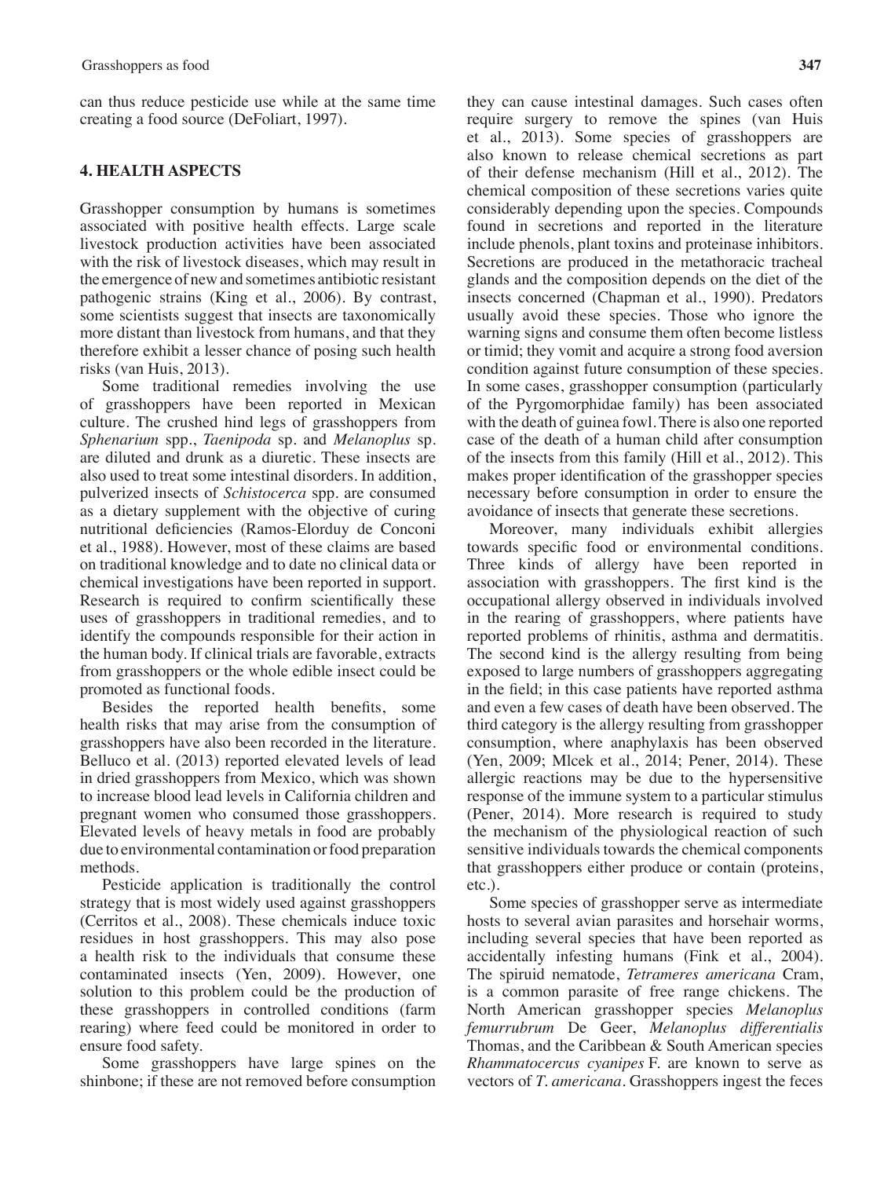can thus reduce pesticide use while at the same time creating a food source (DeFoliart, 1997).

## 4. HEALTH ASPECTS

Grasshopper consumption by humans is sometimes associated with positive health effects. Large scale livestock production activities have been associated with the risk of livestock diseases, which may result in the emergence of new and sometimes antibiotic resistant pathogenic strains (King et al., 2006). By contrast, some scientists suggest that insects are taxonomically more distant than livestock from humans, and that they therefore exhibit a lesser chance of posing such health risks (van Huis, 2013).

Some traditional remedies involving the use of grasshoppers have been reported in Mexican culture. The crushed hind legs of grasshoppers from *Sphenarium* spp., *Taenipoda* sp. and *Melanoplus* sp. are diluted and drunk as a diuretic. These insects are also used to treat some intestinal disorders. In addition, pulverized insects of *Schistocerca* spp. are consumed as a dietary supplement with the objective of curing nutritional deficiencies (Ramos-Elorduy de Conconi et al., 1988). However, most of these claims are based on traditional knowledge and to date no clinical data or chemical investigations have been reported in support. Research is required to confirm scientifically these uses of grasshoppers in traditional remedies, and to identify the compounds responsible for their action in the human body. If clinical trials are favorable, extracts from grasshoppers or the whole edible insect could be promoted as functional foods.

Besides the reported health benefits, some health risks that may arise from the consumption of grasshoppers have also been recorded in the literature. Belluco et al. (2013) reported elevated levels of lead in dried grasshoppers from Mexico, which was shown to increase blood lead levels in California children and pregnant women who consumed those grasshoppers. Elevated levels of heavy metals in food are probably due to environmental contamination or food preparation methods.

Pesticide application is traditionally the control strategy that is most widely used against grasshoppers (Cerritos et al., 2008). These chemicals induce toxic residues in host grasshoppers. This may also pose a health risk to the individuals that consume these contaminated insects (Yen, 2009). However, one solution to this problem could be the production of these grasshoppers in controlled conditions (farm rearing) where feed could be monitored in order to ensure food safety.

Some grasshoppers have large spines on the shinbone; if these are not removed before consumption they can cause intestinal damages. Such cases often require surgery to remove the spines (van Huis et al., 2013). Some species of grasshoppers are also known to release chemical secretions as part of their defense mechanism (Hill et al., 2012). The chemical composition of these secretions varies quite considerably depending upon the species. Compounds found in secretions and reported in the literature include phenols, plant toxins and proteinase inhibitors. Secretions are produced in the metathoracic tracheal glands and the composition depends on the diet of the insects concerned (Chapman et al., 1990). Predators usually avoid these species. Those who ignore the warning signs and consume them often become listless or timid; they vomit and acquire a strong food aversion condition against future consumption of these species. In some cases, grasshopper consumption (particularly of the Pyrgomorphidae family) has been associated with the death of guinea fowl. There is also one reported case of the death of a human child after consumption of the insects from this family (Hill et al., 2012). This makes proper identification of the grasshopper species necessary before consumption in order to ensure the avoidance of insects that generate these secretions.

Moreover, many individuals exhibit allergies towards specific food or environmental conditions. Three kinds of allergy have been reported in association with grasshoppers. The first kind is the occupational allergy observed in individuals involved in the rearing of grasshoppers, where patients have reported problems of rhinitis, asthma and dermatitis. The second kind is the allergy resulting from being exposed to large numbers of grasshoppers aggregating in the field; in this case patients have reported asthma and even a few cases of death have been observed. The third category is the allergy resulting from grasshopper consumption, where anaphylaxis has been observed (Yen, 2009; Mlcek et al., 2014; Pener, 2014). These allergic reactions may be due to the hypersensitive response of the immune system to a particular stimulus (Pener, 2014). More research is required to study the mechanism of the physiological reaction of such sensitive individuals towards the chemical components that grasshoppers either produce or contain (proteins, etc.).

Some species of grasshopper serve as intermediate hosts to several avian parasites and horsehair worms, including several species that have been reported as accidentally infesting humans (Fink et al., 2004). The spiruid nematode, *Tetrameres americana* Cram, is a common parasite of free range chickens. The North American grasshopper species *Melanoplus femurrubrum* De Geer, *Melanoplus differentialis* Thomas, and the Caribbean & South American species *Rhammatocercus cyanipes* F. are known to serve as vectors of *T. americana*. Grasshoppers ingest the feces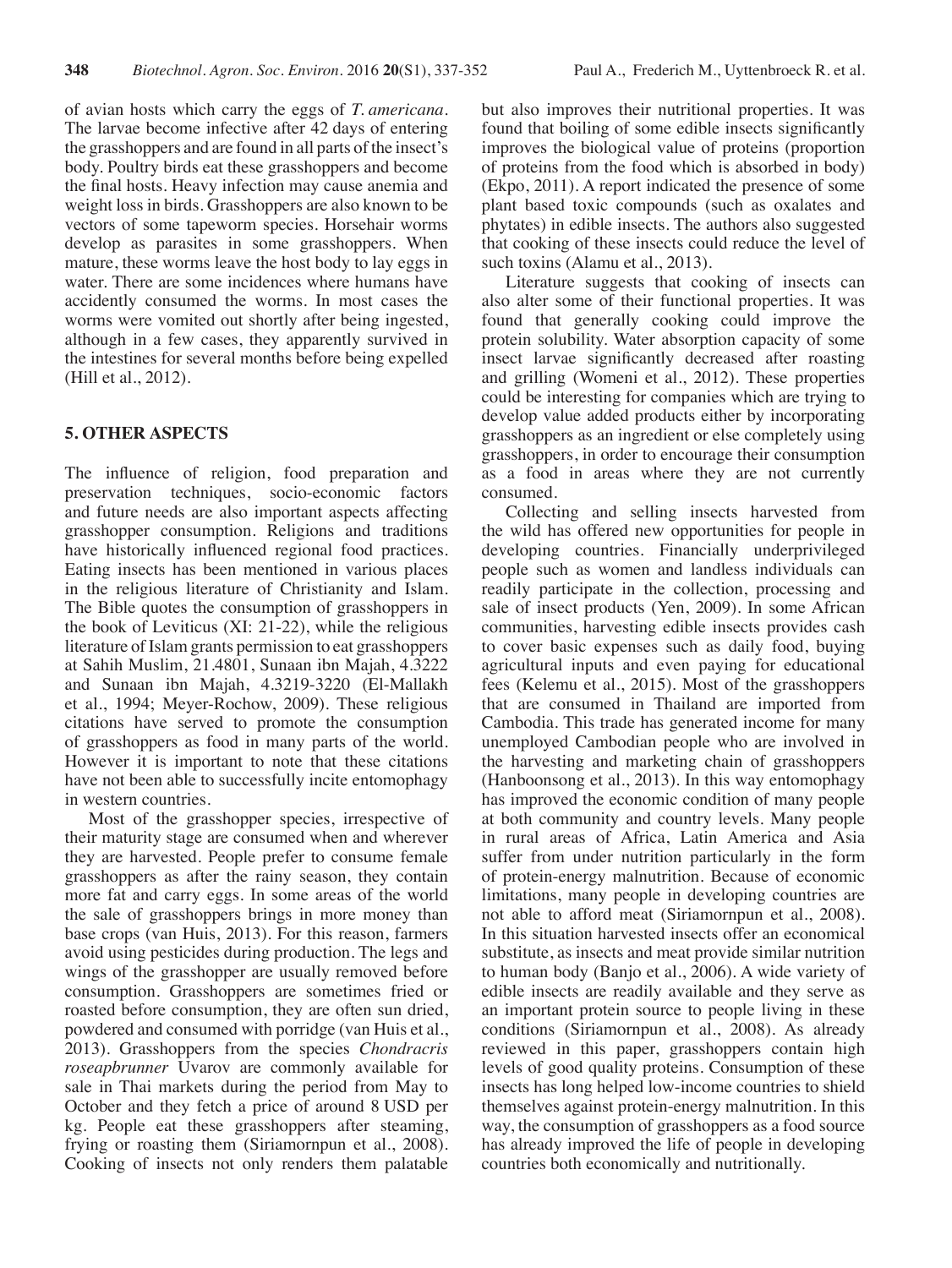of avian hosts which carry the eggs of *T. americana*. The larvae become infective after 42 days of entering the grasshoppers and are found in all parts of the insect's body. Poultry birds eat these grasshoppers and become the final hosts. Heavy infection may cause anemia and weight loss in birds. Grasshoppers are also known to be vectors of some tapeworm species. Horsehair worms develop as parasites in some grasshoppers. When mature, these worms leave the host body to lay eggs in water. There are some incidences where humans have accidently consumed the worms. In most cases the worms were vomited out shortly after being ingested, although in a few cases, they apparently survived in the intestines for several months before being expelled (Hill et al., 2012).

## 5. OTHER ASPECTS

The influence of religion, food preparation and preservation techniques, socio-economic factors and future needs are also important aspects affecting grasshopper consumption. Religions and traditions have historically influenced regional food practices. Eating insects has been mentioned in various places in the religious literature of Christianity and Islam. The Bible quotes the consumption of grasshoppers in the book of Leviticus (XI: 21-22), while the religious literature of Islam grants permission to eat grasshoppers at Sahih Muslim, 21.4801, Sunaan ibn Majah, 4.3222 and Sunaan ibn Majah, 4.3219-3220 (El-Mallakh et al., 1994; Meyer-Rochow, 2009). These religious citations have served to promote the consumption of grasshoppers as food in many parts of the world. However it is important to note that these citations have not been able to successfully incite entomophagy in western countries.

Most of the grasshopper species, irrespective of their maturity stage are consumed when and wherever they are harvested. People prefer to consume female grasshoppers as after the rainy season, they contain more fat and carry eggs. In some areas of the world the sale of grasshoppers brings in more money than base crops (van Huis, 2013). For this reason, farmers avoid using pesticides during production. The legs and wings of the grasshopper are usually removed before consumption. Grasshoppers are sometimes fried or roasted before consumption, they are often sun dried, powdered and consumed with porridge (van Huis et al., 2013). Grasshoppers from the species *Chondracris roseapbrunner* Uvarov are commonly available for sale in Thai markets during the period from May to October and they fetch a price of around 8 USD per kg. People eat these grasshoppers after steaming, frying or roasting them (Siriamornpun et al., 2008). Cooking of insects not only renders them palatable but also improves their nutritional properties. It was found that boiling of some edible insects significantly improves the biological value of proteins (proportion of proteins from the food which is absorbed in body) (Ekpo, 2011). A report indicated the presence of some plant based toxic compounds (such as oxalates and phytates) in edible insects. The authors also suggested that cooking of these insects could reduce the level of such toxins (Alamu et al., 2013).

Literature suggests that cooking of insects can also alter some of their functional properties. It was found that generally cooking could improve the protein solubility. Water absorption capacity of some insect larvae significantly decreased after roasting and grilling (Womeni et al., 2012). These properties could be interesting for companies which are trying to develop value added products either by incorporating grasshoppers as an ingredient or else completely using grasshoppers, in order to encourage their consumption as a food in areas where they are not currently consumed.

Collecting and selling insects harvested from the wild has offered new opportunities for people in developing countries. Financially underprivileged people such as women and landless individuals can readily participate in the collection, processing and sale of insect products (Yen, 2009). In some African communities, harvesting edible insects provides cash to cover basic expenses such as daily food, buying agricultural inputs and even paying for educational fees (Kelemu et al., 2015). Most of the grasshoppers that are consumed in Thailand are imported from Cambodia. This trade has generated income for many unemployed Cambodian people who are involved in the harvesting and marketing chain of grasshoppers (Hanboonsong et al., 2013). In this way entomophagy has improved the economic condition of many people at both community and country levels. Many people in rural areas of Africa, Latin America and Asia suffer from under nutrition particularly in the form of protein-energy malnutrition. Because of economic limitations, many people in developing countries are not able to afford meat (Siriamornpun et al., 2008). In this situation harvested insects offer an economical substitute, as insects and meat provide similar nutrition to human body (Banjo et al., 2006). A wide variety of edible insects are readily available and they serve as an important protein source to people living in these conditions (Siriamornpun et al., 2008). As already reviewed in this paper, grasshoppers contain high levels of good quality proteins. Consumption of these insects has long helped low-income countries to shield themselves against protein-energy malnutrition. In this way, the consumption of grasshoppers as a food source has already improved the life of people in developing countries both economically and nutritionally.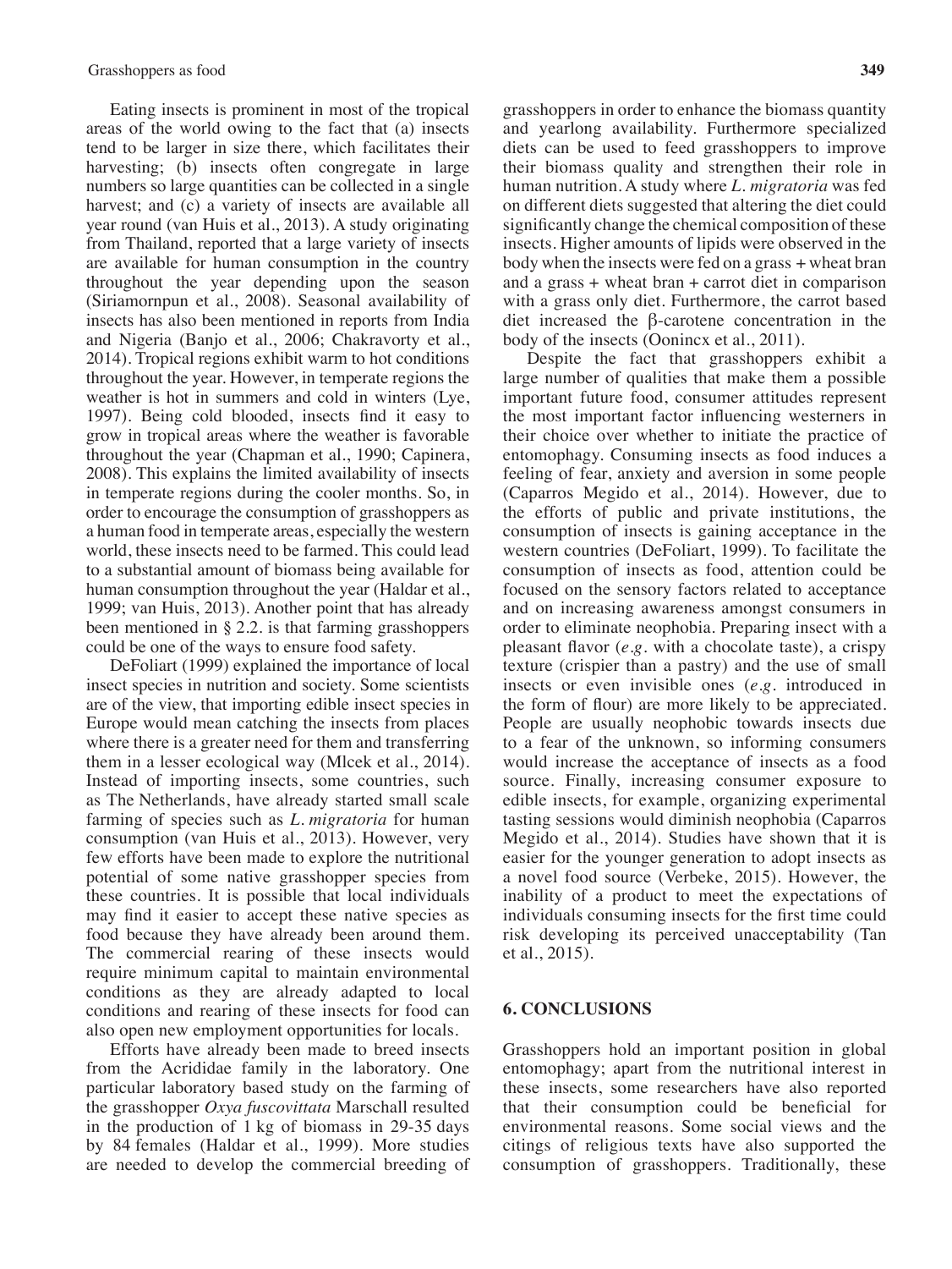Eating insects is prominent in most of the tropical areas of the world owing to the fact that (a) insects tend to be larger in size there, which facilitates their harvesting; (b) insects often congregate in large numbers so large quantities can be collected in a single harvest; and (c) a variety of insects are available all year round (van Huis et al., 2013). A study originating from Thailand, reported that a large variety of insects are available for human consumption in the country throughout the year depending upon the season (Siriamornpun et al., 2008). Seasonal availability of insects has also been mentioned in reports from India and Nigeria (Banjo et al., 2006; Chakravorty et al., 2014). Tropical regions exhibit warm to hot conditions throughout the year. However, in temperate regions the weather is hot in summers and cold in winters (Lye, 1997). Being cold blooded, insects find it easy to grow in tropical areas where the weather is favorable throughout the year (Chapman et al., 1990; Capinera, 2008). This explains the limited availability of insects in temperate regions during the cooler months. So, in order to encourage the consumption of grasshoppers as a human food in temperate areas, especially the western world, these insects need to be farmed. This could lead to a substantial amount of biomass being available for human consumption throughout the year (Haldar et al., 1999; van Huis, 2013). Another point that has already been mentioned in § 2.2. is that farming grasshoppers could be one of the ways to ensure food safety.

DeFoliart (1999) explained the importance of local insect species in nutrition and society. Some scientists are of the view, that importing edible insect species in Europe would mean catching the insects from places where there is a greater need for them and transferring them in a lesser ecological way (Mlcek et al., 2014). Instead of importing insects, some countries, such as The Netherlands, have already started small scale farming of species such as *L. migratoria* for human consumption (van Huis et al., 2013). However, very few efforts have been made to explore the nutritional potential of some native grasshopper species from these countries. It is possible that local individuals may find it easier to accept these native species as food because they have already been around them. The commercial rearing of these insects would require minimum capital to maintain environmental conditions as they are already adapted to local conditions and rearing of these insects for food can also open new employment opportunities for locals.

Efforts have already been made to breed insects from the Acrididae family in the laboratory. One particular laboratory based study on the farming of the grasshopper *Oxya fuscovittata* Marschall resulted in the production of 1 kg of biomass in 29-35 days by 84 females (Haldar et al., 1999). More studies are needed to develop the commercial breeding of grasshoppers in order to enhance the biomass quantity and yearlong availability. Furthermore specialized diets can be used to feed grasshoppers to improve their biomass quality and strengthen their role in human nutrition. A study where *L. migratoria* was fed on different diets suggested that altering the diet could significantly change the chemical composition of these insects. Higher amounts of lipids were observed in the body when the insects were fed on a grass + wheat bran and a grass + wheat bran + carrot diet in comparison with a grass only diet. Furthermore, the carrot based diet increased the β-carotene concentration in the body of the insects (Oonincx et al., 2011).

Despite the fact that grasshoppers exhibit a large number of qualities that make them a possible important future food, consumer attitudes represent the most important factor influencing westerners in their choice over whether to initiate the practice of entomophagy. Consuming insects as food induces a feeling of fear, anxiety and aversion in some people (Caparros Megido et al., 2014). However, due to the efforts of public and private institutions, the consumption of insects is gaining acceptance in the western countries (DeFoliart, 1999). To facilitate the consumption of insects as food, attention could be focused on the sensory factors related to acceptance and on increasing awareness amongst consumers in order to eliminate neophobia. Preparing insect with a pleasant flavor (*e.g.* with a chocolate taste), a crispy texture (crispier than a pastry) and the use of small insects or even invisible ones (*e.g.* introduced in the form of flour) are more likely to be appreciated. People are usually neophobic towards insects due to a fear of the unknown, so informing consumers would increase the acceptance of insects as a food source. Finally, increasing consumer exposure to edible insects, for example, organizing experimental tasting sessions would diminish neophobia (Caparros Megido et al., 2014). Studies have shown that it is easier for the younger generation to adopt insects as a novel food source (Verbeke, 2015). However, the inability of a product to meet the expectations of individuals consuming insects for the first time could risk developing its perceived unacceptability (Tan et al., 2015).

## 6. CONCLUSIONS

Grasshoppers hold an important position in global entomophagy; apart from the nutritional interest in these insects, some researchers have also reported that their consumption could be beneficial for environmental reasons. Some social views and the citings of religious texts have also supported the consumption of grasshoppers. Traditionally, these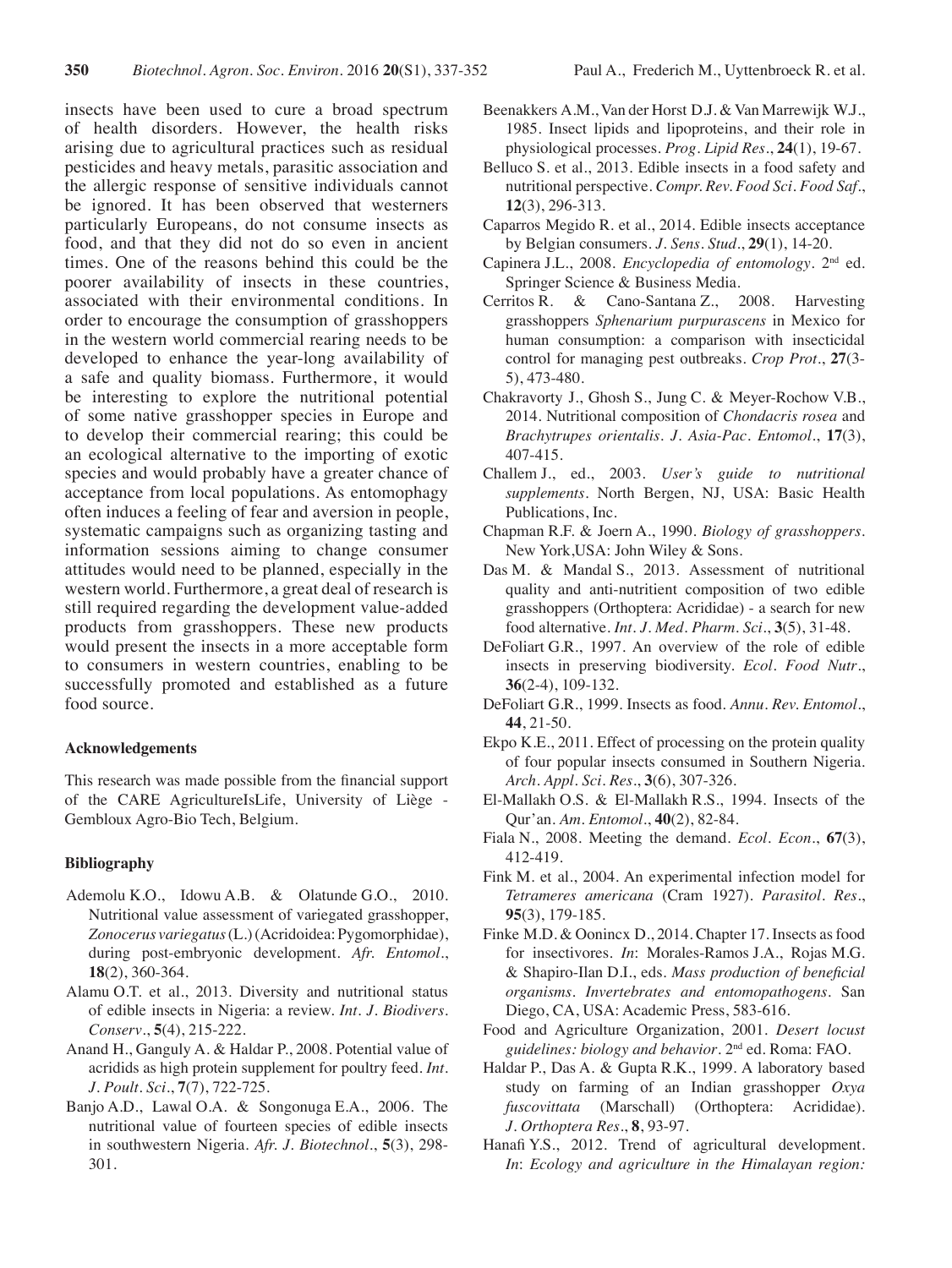insects have been used to cure a broad spectrum of health disorders. However, the health risks arising due to agricultural practices such as residual pesticides and heavy metals, parasitic association and the allergic response of sensitive individuals cannot be ignored. It has been observed that westerners particularly Europeans, do not consume insects as food, and that they did not do so even in ancient times. One of the reasons behind this could be the poorer availability of insects in these countries, associated with their environmental conditions. In order to encourage the consumption of grasshoppers in the western world commercial rearing needs to be developed to enhance the year-long availability of a safe and quality biomass. Furthermore, it would be interesting to explore the nutritional potential of some native grasshopper species in Europe and to develop their commercial rearing; this could be an ecological alternative to the importing of exotic species and would probably have a greater chance of acceptance from local populations. As entomophagy often induces a feeling of fear and aversion in people, systematic campaigns such as organizing tasting and information sessions aiming to change consumer attitudes would need to be planned, especially in the western world. Furthermore, a great deal of research is still required regarding the development value-added products from grasshoppers. These new products would present the insects in a more acceptable form to consumers in western countries, enabling to be successfully promoted and established as a future food source.

**Acknowledgements**

This research was made possible from the financial support of the CARE AgricultureIsLife, University of Liège - Gembloux Agro-Bio Tech, Belgium.

**Bibliography**

Ademolu K.O., Idowu A.B. & Olatunde G.O., 2010. Nutritional value assessment of variegated grasshopper, *Zonocerus variegatus* (L.) (Acridoidea: Pygomorphidae), during post-embryonic development. *Afr. Entomol.*, **18**(2), 360-364.

Alamu O.T. et al., 2013. Diversity and nutritional status of edible insects in Nigeria: a review. *Int. J. Biodivers. Conserv.*, **5**(4), 215-222.

Anand H., Ganguly A. & Haldar P., 2008. Potential value of acridids as high protein supplement for poultry feed. *Int. J. Poult. Sci.*, **7**(7), 722-725.

Banjo A.D., Lawal O.A. & Songonuga E.A., 2006. The nutritional value of fourteen species of edible insects in southwestern Nigeria. *Afr. J. Biotechnol.*, **5**(3), 298-301.

Beenakkers A.M., Van der Horst D.J. & Van Marrewijk W.J., 1985. Insect lipids and lipoproteins, and their role in physiological processes. *Prog. Lipid Res.*, **24**(1), 19-67.

Belluco S. et al., 2013. Edible insects in a food safety and nutritional perspective. *Compr. Rev. Food Sci. Food Saf.*, **12**(3), 296-313.

Caparros Megido R. et al., 2014. Edible insects acceptance by Belgian consumers. *J. Sens. Stud.*, **29**(1), 14-20.

Capinera J.L., 2008. *Encyclopedia of entomology*. 2nd ed. Springer Science & Business Media.

Cerritos R. & Cano-Santana Z., 2008. Harvesting grasshoppers *Sphenarium purpurascens* in Mexico for human consumption: a comparison with insecticidal control for managing pest outbreaks. *Crop Prot.*, **27**(3-5), 473-480.

Chakravorty J., Ghosh S., Jung C. & Meyer-Rochow V.B., 2014. Nutritional composition of *Chondacris rosea* and *Brachytrupes orientalis*. *J. Asia-Pac. Entomol.*, **17**(3), 407-415.

Challem J., ed., 2003. *User's guide to nutritional supplements*. North Bergen, NJ, USA: Basic Health Publications, Inc.

Chapman R.F. & Joern A., 1990. *Biology of grasshoppers*. New York,USA: John Wiley & Sons.

Das M. & Mandal S., 2013. Assessment of nutritional quality and anti-nutritient composition of two edible grasshoppers (Orthoptera: Acrididae) - a search for new food alternative. *Int. J. Med. Pharm. Sci.*, **3**(5), 31-48.

DeFoliart G.R., 1997. An overview of the role of edible insects in preserving biodiversity. *Ecol. Food Nutr.*, **36**(2-4), 109-132.

DeFoliart G.R., 1999. Insects as food. *Annu. Rev. Entomol.*, **44**, 21-50.

Ekpo K.E., 2011. Effect of processing on the protein quality of four popular insects consumed in Southern Nigeria. *Arch. Appl. Sci. Res.*, **3**(6), 307-326.

El-Mallakh O.S. & El-Mallakh R.S., 1994. Insects of the Qur'an. *Am. Entomol.*, **40**(2), 82-84.

Fiala N., 2008. Meeting the demand. *Ecol. Econ.*, **67**(3), 412-419.

Fink M. et al., 2004. An experimental infection model for *Tetrameres americana* (Cram 1927). *Parasitol. Res.*, **95**(3), 179-185.

Finke M.D. & Oonincx D., 2014. Chapter 17. Insects as food for insectivores. *In*: Morales-Ramos J.A., Rojas M.G. & Shapiro-Ilan D.I., eds. *Mass production of beneficial organisms. Invertebrates and entomopathogens*. San Diego, CA, USA: Academic Press, 583-616.

Food and Agriculture Organization, 2001. *Desert locust guidelines: biology and behavior*. 2nd ed. Roma: FAO.

Haldar P., Das A. & Gupta R.K., 1999. A laboratory based study on farming of an Indian grasshopper *Oxya fuscovittata* (Marschall) (Orthoptera: Acrididae). *J. Orthoptera Res.*, **8**, 93-97.

Hanafi Y.S., 2012. Trend of agricultural development. *In*: *Ecology and agriculture in the Himalayan region:*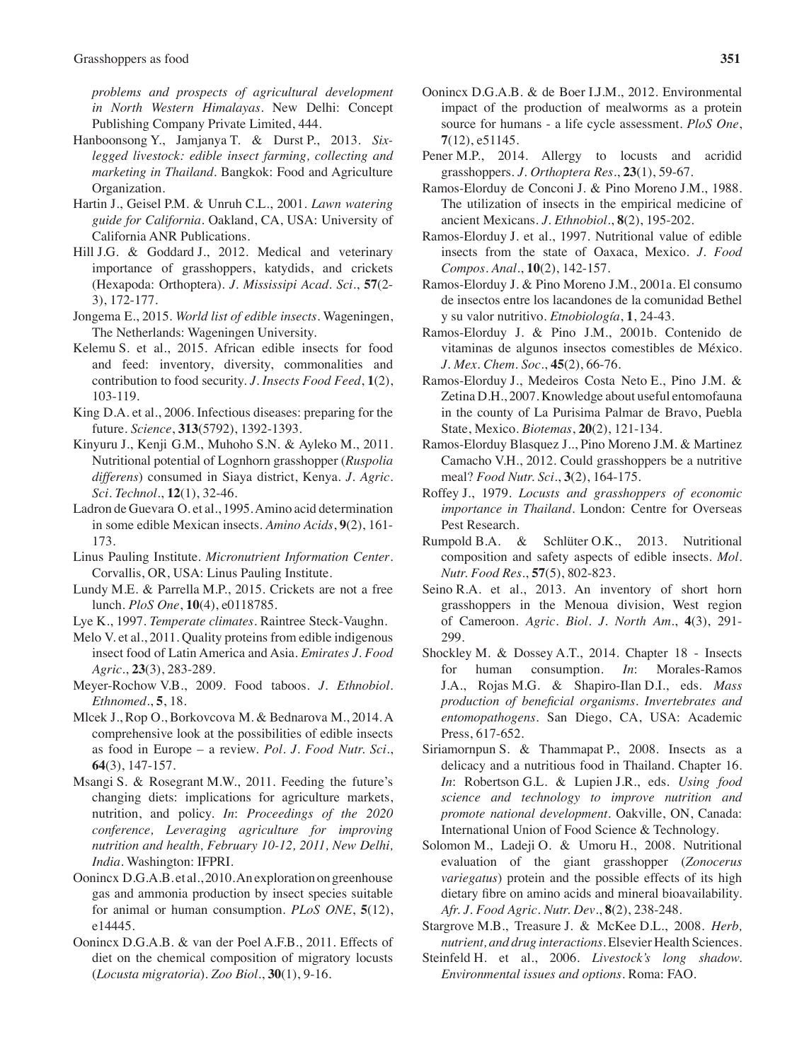*problems and prospects of agricultural development in North Western Himalayas*. New Delhi: Concept Publishing Company Private Limited, 444.

Hanboonsong Y., Jamjanya T. & Durst P., 2013. *Six-legged livestock: edible insect farming, collecting and marketing in Thailand*. Bangkok: Food and Agriculture Organization.

Hartin J., Geisel P.M. & Unruh C.L., 2001. *Lawn watering guide for California*. Oakland, CA, USA: University of California ANR Publications.

Hill J.G. & Goddard J., 2012. Medical and veterinary importance of grasshoppers, katydids, and crickets (Hexapoda: Orthoptera). *J. Mississipi Acad. Sci.*, **57**(2-3), 172-177.

Jongema E., 2015. *World list of edible insects*. Wageningen, The Netherlands: Wageningen University.

Kelemu S. et al., 2015. African edible insects for food and feed: inventory, diversity, commonalities and contribution to food security. *J. Insects Food Feed*, **1**(2), 103-119.

King D.A. et al., 2006. Infectious diseases: preparing for the future. *Science*, **313**(5792), 1392-1393.

Kinyuru J., Kenji G.M., Muhoho S.N. & Ayleko M., 2011. Nutritional potential of Lognhorn grasshopper (*Ruspolia differens*) consumed in Siaya district, Kenya. *J. Agric. Sci. Technol.*, **12**(1), 32-46.

Ladron de Guevara O. et al., 1995. Amino acid determination in some edible Mexican insects. *Amino Acids*, **9**(2), 161-173.

Linus Pauling Institute. *Micronutrient Information Center*. Corvallis, OR, USA: Linus Pauling Institute.

Lundy M.E. & Parrella M.P., 2015. Crickets are not a free lunch. *PloS One*, **10**(4), e0118785.

Lye K., 1997. *Temperate climates*. Raintree Steck-Vaughn.

Melo V. et al., 2011. Quality proteins from edible indigenous insect food of Latin America and Asia. *Emirates J. Food Agric.*, **23**(3), 283-289.

Meyer-Rochow V.B., 2009. Food taboos. *J. Ethnobiol. Ethnomed.*, **5**, 18.

Mlcek J., Rop O., Borkovcova M. & Bednarova M., 2014. A comprehensive look at the possibilities of edible insects as food in Europe – a review. *Pol. J. Food Nutr. Sci.*, **64**(3), 147-157.

Msangi S. & Rosegrant M.W., 2011. Feeding the future's changing diets: implications for agriculture markets, nutrition, and policy. *In*: *Proceedings of the 2020 conference, Leveraging agriculture for improving nutrition and health, February 10-12, 2011, New Delhi, India*. Washington: IFPRI.

Oonincx D.G.A.B. et al., 2010. An exploration on greenhouse gas and ammonia production by insect species suitable for animal or human consumption. *PLoS ONE*, **5**(12), e14445.

Oonincx D.G.A.B. & van der Poel A.F.B., 2011. Effects of diet on the chemical composition of migratory locusts (*Locusta migratoria*). *Zoo Biol.*, **30**(1), 9-16.

Oonincx D.G.A.B. & de Boer I.J.M., 2012. Environmental impact of the production of mealworms as a protein source for humans - a life cycle assessment. *PloS One*, **7**(12), e51145.

Pener M.P., 2014. Allergy to locusts and acridid grasshoppers. *J. Orthoptera Res.*, **23**(1), 59-67.

Ramos-Elorduy de Conconi J. & Pino Moreno J.M., 1988. The utilization of insects in the empirical medicine of ancient Mexicans. *J. Ethnobiol.*, **8**(2), 195-202.

Ramos-Elorduy J. et al., 1997. Nutritional value of edible insects from the state of Oaxaca, Mexico. *J. Food Compos. Anal.*, **10**(2), 142-157.

Ramos-Elorduy J. & Pino Moreno J.M., 2001a. El consumo de insectos entre los lacandones de la comunidad Bethel y su valor nutritivo. *Etnobiología*, **1**, 24-43.

Ramos-Elorduy J. & Pino J.M., 2001b. Contenido de vitaminas de algunos insectos comestibles de México. *J. Mex. Chem. Soc.*, **45**(2), 66-76.

Ramos-Elorduy J., Medeiros Costa Neto E., Pino J.M. & Zetina D.H., 2007. Knowledge about useful entomofauna in the county of La Purisima Palmar de Bravo, Puebla State, Mexico. *Biotemas*, **20**(2), 121-134.

Ramos-Elorduy Blasquez J.., Pino Moreno J.M. & Martinez Camacho V.H., 2012. Could grasshoppers be a nutritive meal? *Food Nutr. Sci.*, **3**(2), 164-175.

Roffey J., 1979. *Locusts and grasshoppers of economic importance in Thailand*. London: Centre for Overseas Pest Research.

Rumpold B.A. & Schlüter O.K., 2013. Nutritional composition and safety aspects of edible insects. *Mol. Nutr. Food Res.*, **57**(5), 802-823.

Seino R.A. et al., 2013. An inventory of short horn grasshoppers in the Menoua division, West region of Cameroon. *Agric. Biol. J. North Am.*, **4**(3), 291-299.

Shockley M. & Dossey A.T., 2014. Chapter 18 - Insects for human consumption. *In*: Morales-Ramos J.A., Rojas M.G. & Shapiro-Ilan D.I., eds. *Mass production of beneficial organisms. Invertebrates and entomopathogens*. San Diego, CA, USA: Academic Press, 617-652.

Siriamornpun S. & Thammapat P., 2008. Insects as a delicacy and a nutritious food in Thailand. Chapter 16. *In*: Robertson G.L. & Lupien J.R., eds. *Using food science and technology to improve nutrition and promote national development*. Oakville, ON, Canada: International Union of Food Science & Technology.

Solomon M., Ladeji O. & Umoru H., 2008. Nutritional evaluation of the giant grasshopper (*Zonocerus variegatus*) protein and the possible effects of its high dietary fibre on amino acids and mineral bioavailability. *Afr. J. Food Agric. Nutr. Dev.*, **8**(2), 238-248.

Stargrove M.B., Treasure J. & McKee D.L., 2008. *Herb, nutrient, and drug interactions*. Elsevier Health Sciences.

Steinfeld H. et al., 2006. *Livestock's long shadow. Environmental issues and options*. Roma: FAO.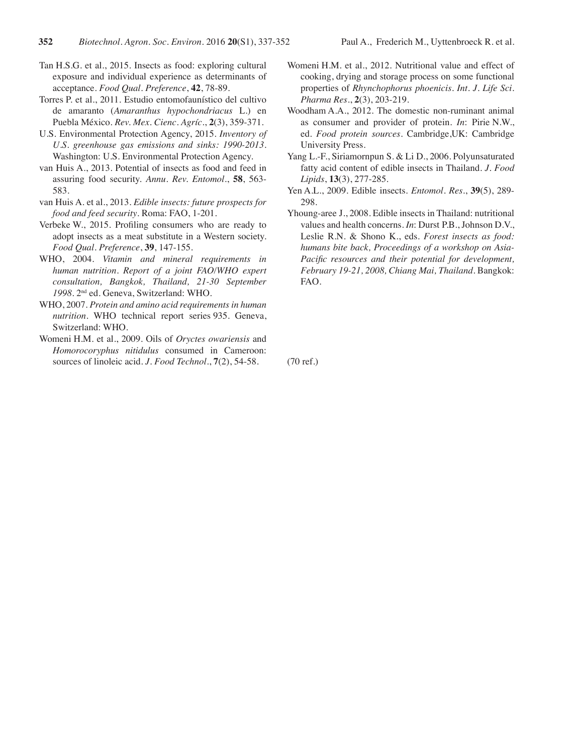Tan H.S.G. et al., 2015. Insects as food: exploring cultural exposure and individual experience as determinants of acceptance. *Food Qual. Preference*, **42**, 78-89.

Torres P. et al., 2011. Estudio entomofaunístico del cultivo de amaranto (*Amaranthus hypochondriacus* L.) en Puebla México. *Rev. Mex. Cienc. Agríc.*, **2**(3), 359-371.

U.S. Environmental Protection Agency, 2015. *Inventory of U.S. greenhouse gas emissions and sinks: 1990-2013*. Washington: U.S. Environmental Protection Agency.

van Huis A., 2013. Potential of insects as food and feed in assuring food security. *Annu. Rev. Entomol.*, **58**, 563-583.

van Huis A. et al., 2013. *Edible insects: future prospects for food and feed security*. Roma: FAO, 1-201.

Verbeke W., 2015. Profiling consumers who are ready to adopt insects as a meat substitute in a Western society. *Food Qual. Preference*, **39**, 147-155.

WHO, 2004. *Vitamin and mineral requirements in human nutrition. Report of a joint FAO/WHO expert consultation, Bangkok, Thailand, 21-30 September 1998*. 2nd ed. Geneva, Switzerland: WHO.

WHO, 2007. *Protein and amino acid requirements in human nutrition*. WHO technical report series 935. Geneva, Switzerland: WHO.

Womeni H.M. et al., 2009. Oils of *Oryctes owariensis* and *Homorocoryphus nitidulus* consumed in Cameroon: sources of linoleic acid. *J. Food Technol.*, **7**(2), 54-58.

Womeni H.M. et al., 2012. Nutritional value and effect of cooking, drying and storage process on some functional properties of *Rhynchophorus phoenicis*. *Int. J. Life Sci. Pharma Res.*, **2**(3), 203-219.

Woodham A.A., 2012. The domestic non-ruminant animal as consumer and provider of protein. *In*: Pirie N.W., ed. *Food protein sources*. Cambridge,UK: Cambridge University Press.

Yang L.-F., Siriamornpun S. & Li D., 2006. Polyunsaturated fatty acid content of edible insects in Thailand. *J. Food Lipids*, **13**(3), 277-285.

Yen A.L., 2009. Edible insects. *Entomol. Res.*, **39**(5), 289-298.

Yhoung-aree J., 2008. Edible insects in Thailand: nutritional values and health concerns. *In*: Durst P.B., Johnson D.V., Leslie R.N. & Shono K., eds. *Forest insects as food: humans bite back, Proceedings of a workshop on Asia-Pacific resources and their potential for development, February 19-21, 2008, Chiang Mai, Thailand*. Bangkok: FAO.

(70 ref.)